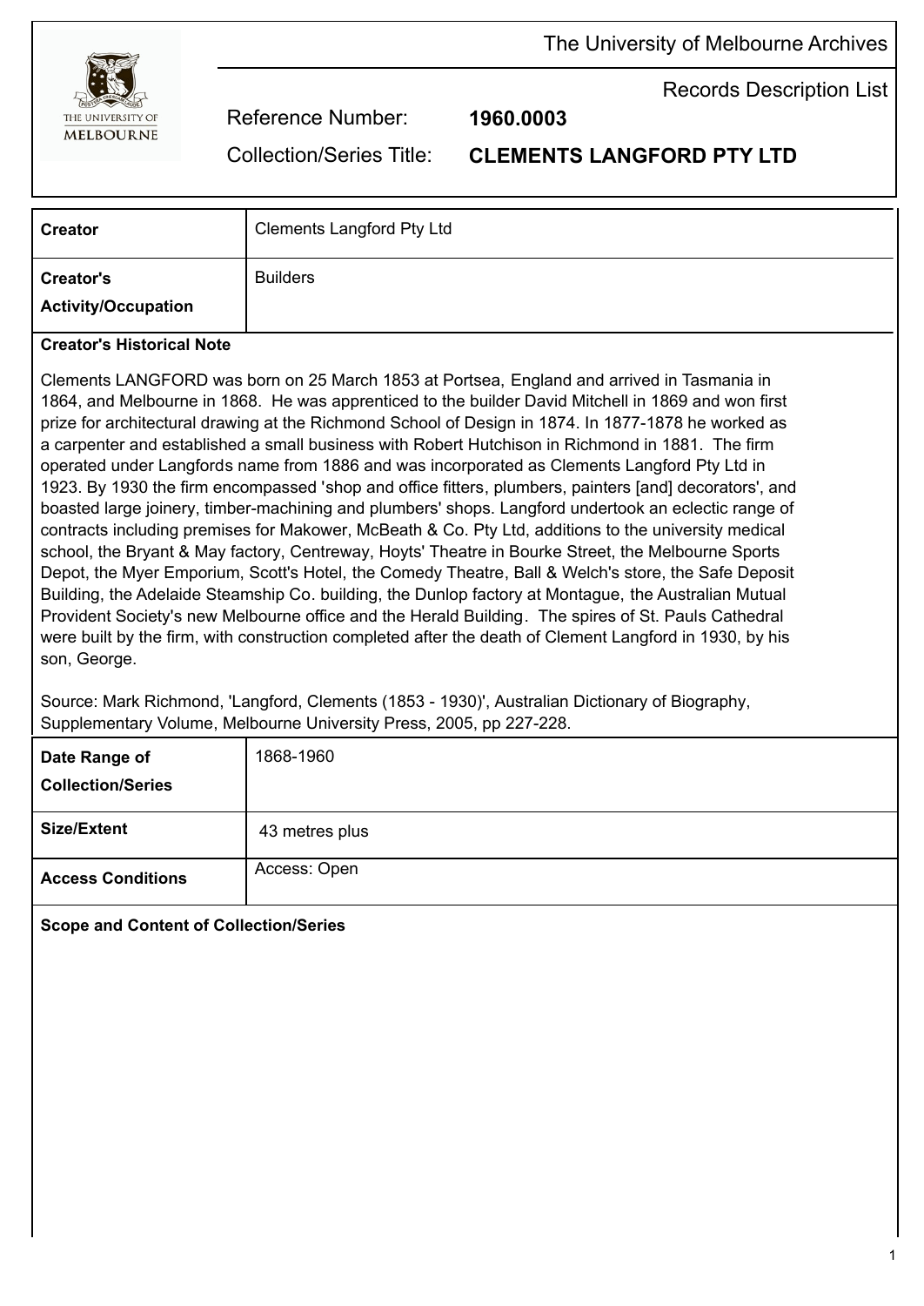The University of Melbourne Archives

Records Description List

Reference Number: **1960.0003**

Collection/Series Title: **CLEMENTS LANGFORD PTY LTD**

| **Creator** | Clements Langford Pty Ltd |
|---|---|
| **Creator's Activity/Occupation** | Builders |

**Creator's Historical Note**

Clements LANGFORD was born on 25 March 1853 at Portsea, England and arrived in Tasmania in 1864, and Melbourne in 1868. He was apprenticed to the builder David Mitchell in 1869 and won first prize for architectural drawing at the Richmond School of Design in 1874. In 1877-1878 he worked as a carpenter and established a small business with Robert Hutchison in Richmond in 1881. The firm operated under Langfords name from 1886 and was incorporated as Clements Langford Pty Ltd in 1923. By 1930 the firm encompassed 'shop and office fitters, plumbers, painters [and] decorators', and boasted large joinery, timber-machining and plumbers' shops. Langford undertook an eclectic range of contracts including premises for Makower, McBeath & Co. Pty Ltd, additions to the university medical school, the Bryant & May factory, Centreway, Hoyts' Theatre in Bourke Street, the Melbourne Sports Depot, the Myer Emporium, Scott's Hotel, the Comedy Theatre, Ball & Welch's store, the Safe Deposit Building, the Adelaide Steamship Co. building, the Dunlop factory at Montague, the Australian Mutual Provident Society's new Melbourne office and the Herald Building. The spires of St. Pauls Cathedral were built by the firm, with construction completed after the death of Clement Langford in 1930, by his son, George.

Source: Mark Richmond, 'Langford, Clements (1853 - 1930)', Australian Dictionary of Biography, Supplementary Volume, Melbourne University Press, 2005, pp 227-228.

| **Date Range of Collection/Series** | 1868-1960 |
|---|---|
| **Size/Extent** | 43 metres plus |
| **Access Conditions** | Access: Open |

**Scope and Content of Collection/Series**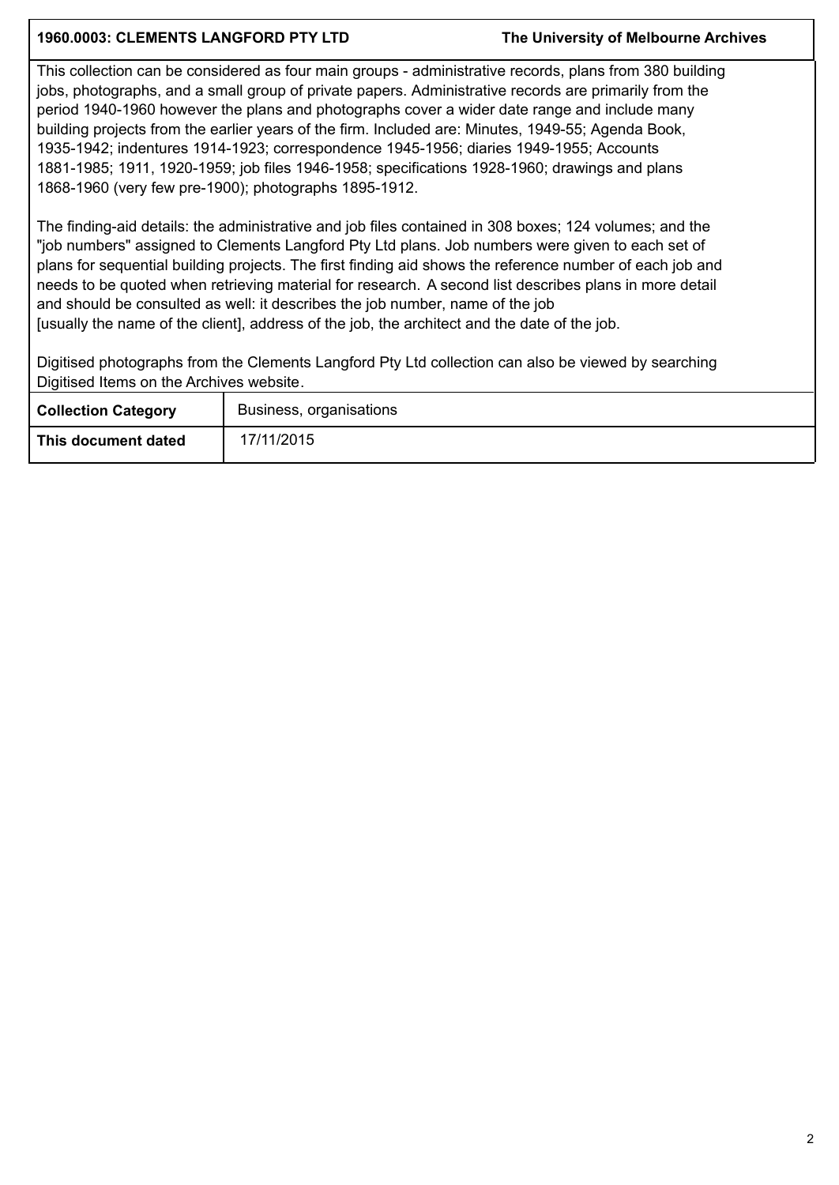This collection can be considered as four main groups - administrative records, plans from 380 building jobs, photographs, and a small group of private papers. Administrative records are primarily from the period 1940-1960 however the plans and photographs cover a wider date range and include many building projects from the earlier years of the firm. Included are: Minutes, 1949-55; Agenda Book, 1935-1942; indentures 1914-1923; correspondence 1945-1956; diaries 1949-1955; Accounts 1881-1985; 1911, 1920-1959; job files 1946-1958; specifications 1928-1960; drawings and plans 1868-1960 (very few pre-1900); photographs 1895-1912.

The finding-aid details: the administrative and job files contained in 308 boxes; 124 volumes; and the "job numbers" assigned to Clements Langford Pty Ltd plans. Job numbers were given to each set of plans for sequential building projects. The first finding aid shows the reference number of each job and needs to be quoted when retrieving material for research. A second list describes plans in more detail and should be consulted as well: it describes the job number, name of the job [usually the name of the client], address of the job, the architect and the date of the job.

Digitised photographs from the Clements Langford Pty Ltd collection can also be viewed by searching Digitised Items on the Archives website.

| **Collection Category** | Business, organisations |
|---|---|
| **This document dated** | 17/11/2015 |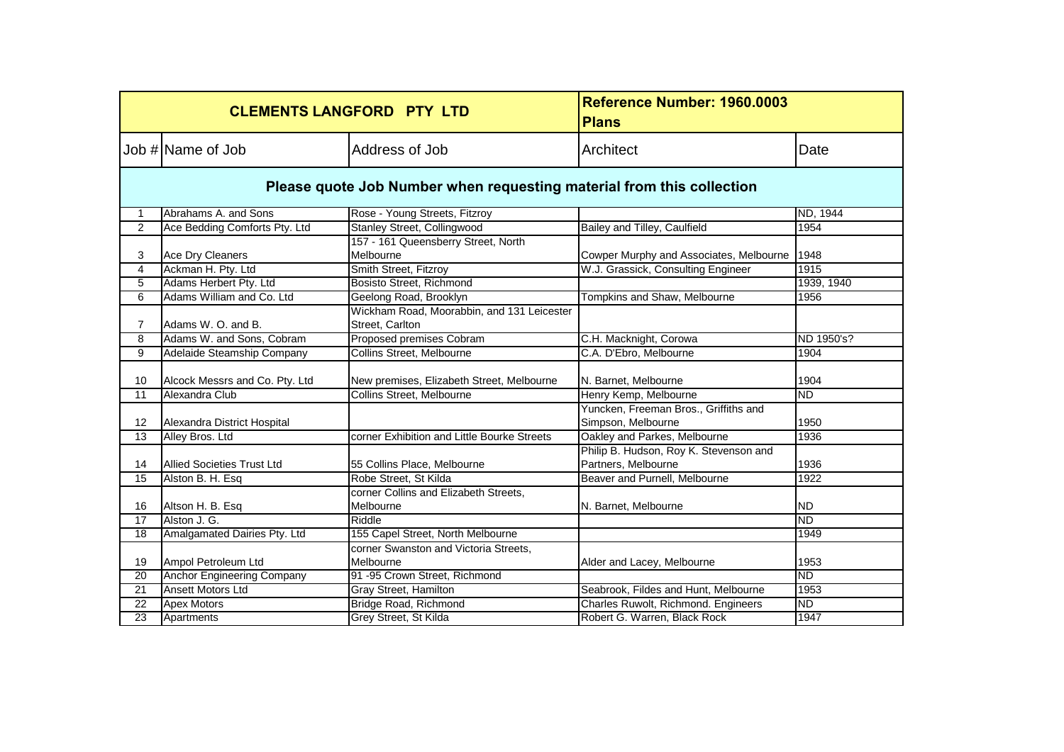| CLEMENTS LANGFORD PTY LTD | | | Reference Number: 1960.0003 Plans | |
|---|---|---|---|---|
| Job # | Name of Job | Address of Job | Architect | Date |
| Please quote Job Number when requesting material from this collection | | | | |
| 1 | Abrahams A. and Sons | Rose - Young Streets, Fitzroy | | ND, 1944 |
| 2 | Ace Bedding Comforts Pty. Ltd | Stanley Street, Collingwood | Bailey and Tilley, Caulfield | 1954 |
| 3 | Ace Dry Cleaners | 157 - 161 Queensberry Street, North Melbourne | Cowper Murphy and Associates, Melbourne | 1948 |
| 4 | Ackman H. Pty. Ltd | Smith Street, Fitzroy | W.J. Grassick, Consulting Engineer | 1915 |
| 5 | Adams Herbert Pty. Ltd | Bosisto Street, Richmond | | 1939, 1940 |
| 6 | Adams William and Co. Ltd | Geelong Road, Brooklyn | Tompkins and Shaw, Melbourne | 1956 |
| 7 | Adams W. O. and B. | Wickham Road, Moorabbin, and 131 Leicester Street, Carlton | | |
| 8 | Adams W. and Sons, Cobram | Proposed premises Cobram | C.H. Macknight, Corowa | ND 1950's? |
| 9 | Adelaide Steamship Company | Collins Street, Melbourne | C.A. D'Ebro, Melbourne | 1904 |
| 10 | Alcock Messrs and Co. Pty. Ltd | New premises, Elizabeth Street, Melbourne | N. Barnet, Melbourne | 1904 |
| 11 | Alexandra Club | Collins Street, Melbourne | Henry Kemp, Melbourne | ND |
| 12 | Alexandra District Hospital | | Yuncken, Freeman Bros., Griffiths and Simpson, Melbourne | 1950 |
| 13 | Alley Bros. Ltd | corner Exhibition and Little Bourke Streets | Oakley and Parkes, Melbourne | 1936 |
| 14 | Allied Societies Trust Ltd | 55 Collins Place, Melbourne | Philip B. Hudson, Roy K. Stevenson and Partners, Melbourne | 1936 |
| 15 | Alston B. H. Esq | Robe Street, St Kilda | Beaver and Purnell, Melbourne | 1922 |
| 16 | Altson H. B. Esq | corner Collins and Elizabeth Streets, Melbourne | N. Barnet, Melbourne | ND |
| 17 | Alston J. G. | Riddle | | ND |
| 18 | Amalgamated Dairies Pty. Ltd | 155 Capel Street, North Melbourne | | 1949 |
| 19 | Ampol Petroleum Ltd | corner Swanston and Victoria Streets, Melbourne | Alder and Lacey, Melbourne | 1953 |
| 20 | Anchor Engineering Company | 91 -95 Crown Street, Richmond | | ND |
| 21 | Ansett Motors Ltd | Gray Street, Hamilton | Seabrook, Fildes and Hunt, Melbourne | 1953 |
| 22 | Apex Motors | Bridge Road, Richmond | Charles Ruwolt, Richmond. Engineers | ND |
| 23 | Apartments | Grey Street, St Kilda | Robert G. Warren, Black Rock | 1947 |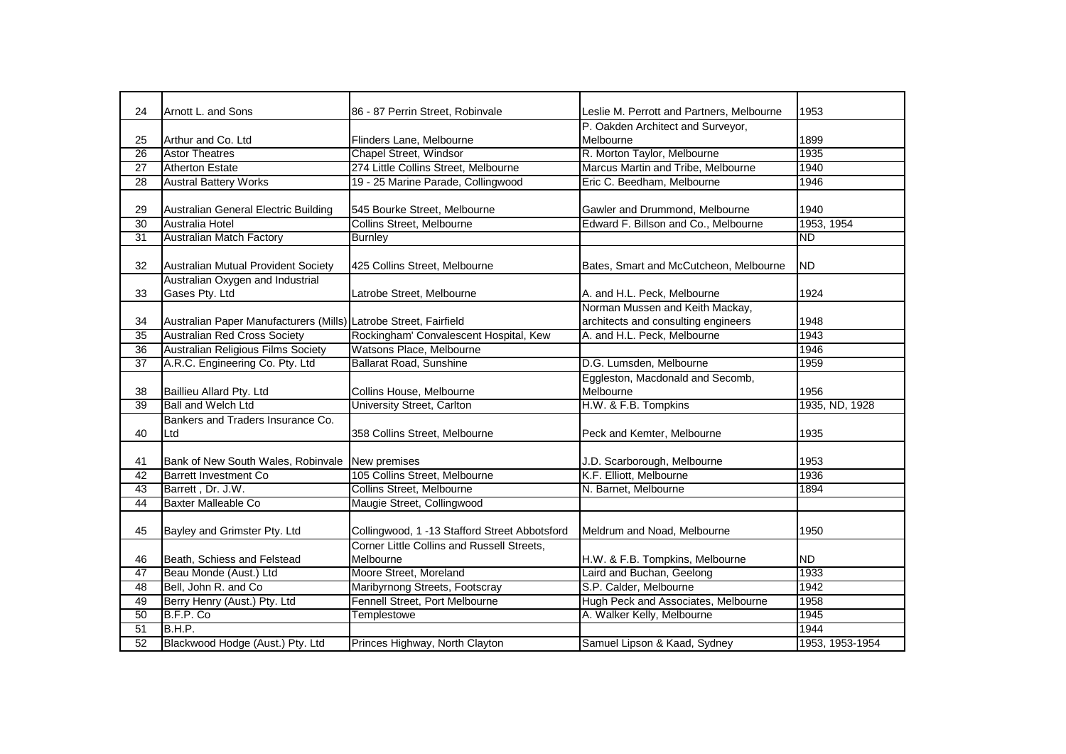| 24 | Arnott L. and Sons | 86 - 87 Perrin Street, Robinvale | Leslie M. Perrott and Partners, Melbourne | 1953 |
|---|---|---|---|---|
| 25 | Arthur and Co. Ltd | Flinders Lane, Melbourne | P. Oakden Architect and Surveyor, Melbourne | 1899 |
| 26 | Astor Theatres | Chapel Street, Windsor | R. Morton Taylor, Melbourne | 1935 |
| 27 | Atherton Estate | 274 Little Collins Street, Melbourne | Marcus Martin and Tribe, Melbourne | 1940 |
| 28 | Austral Battery Works | 19 - 25 Marine Parade, Collingwood | Eric C. Beedham, Melbourne | 1946 |
| 29 | Australian General Electric Building | 545 Bourke Street, Melbourne | Gawler and Drummond, Melbourne | 1940 |
| 30 | Australia Hotel | Collins Street, Melbourne | Edward F. Billson and Co., Melbourne | 1953, 1954 |
| 31 | Australian Match Factory | Burnley | | ND |
| 32 | Australian Mutual Provident Society | 425 Collins Street, Melbourne | Bates, Smart and McCutcheon, Melbourne | ND |
| 33 | Australian Oxygen and Industrial Gases Pty. Ltd | Latrobe Street, Melbourne | A. and H.L. Peck, Melbourne | 1924 |
| 34 | Australian Paper Manufacturers (Mills) | Latrobe Street, Fairfield | Norman Mussen and Keith Mackay, architects and consulting engineers | 1948 |
| 35 | Australian Red Cross Society | Rockingham' Convalescent Hospital, Kew | A. and H.L. Peck, Melbourne | 1943 |
| 36 | Australian Religious Films Society | Watsons Place, Melbourne | | 1946 |
| 37 | A.R.C. Engineering Co. Pty. Ltd | Ballarat Road, Sunshine | D.G. Lumsden, Melbourne | 1959 |
| 38 | Baillieu Allard Pty. Ltd | Collins House, Melbourne | Eggleston, Macdonald and Secomb, Melbourne | 1956 |
| 39 | Ball and Welch Ltd | University Street, Carlton | H.W. & F.B. Tompkins | 1935, ND, 1928 |
| 40 | Bankers and Traders Insurance Co. Ltd | 358 Collins Street, Melbourne | Peck and Kemter, Melbourne | 1935 |
| 41 | Bank of New South Wales, Robinvale | New premises | J.D. Scarborough, Melbourne | 1953 |
| 42 | Barrett Investment Co | 105 Collins Street, Melbourne | K.F. Elliott, Melbourne | 1936 |
| 43 | Barrett , Dr. J.W. | Collins Street, Melbourne | N. Barnet, Melbourne | 1894 |
| 44 | Baxter Malleable Co | Maugie Street, Collingwood | | |
| 45 | Bayley and Grimster Pty. Ltd | Collingwood, 1 -13 Stafford Street Abbotsford | Meldrum and Noad, Melbourne | 1950 |
| 46 | Beath, Schiess and Felstead | Corner Little Collins and Russell Streets, Melbourne | H.W. & F.B. Tompkins, Melbourne | ND |
| 47 | Beau Monde (Aust.) Ltd | Moore Street, Moreland | Laird and Buchan, Geelong | 1933 |
| 48 | Bell, John R. and Co | Maribyrnong Streets, Footscray | S.P. Calder, Melbourne | 1942 |
| 49 | Berry Henry (Aust.) Pty. Ltd | Fennell Street, Port Melbourne | Hugh Peck and Associates, Melbourne | 1958 |
| 50 | B.F.P. Co | Templestowe | A. Walker Kelly, Melbourne | 1945 |
| 51 | B.H.P. | | | 1944 |
| 52 | Blackwood Hodge (Aust.) Pty. Ltd | Princes Highway, North Clayton | Samuel Lipson & Kaad, Sydney | 1953, 1953-1954 |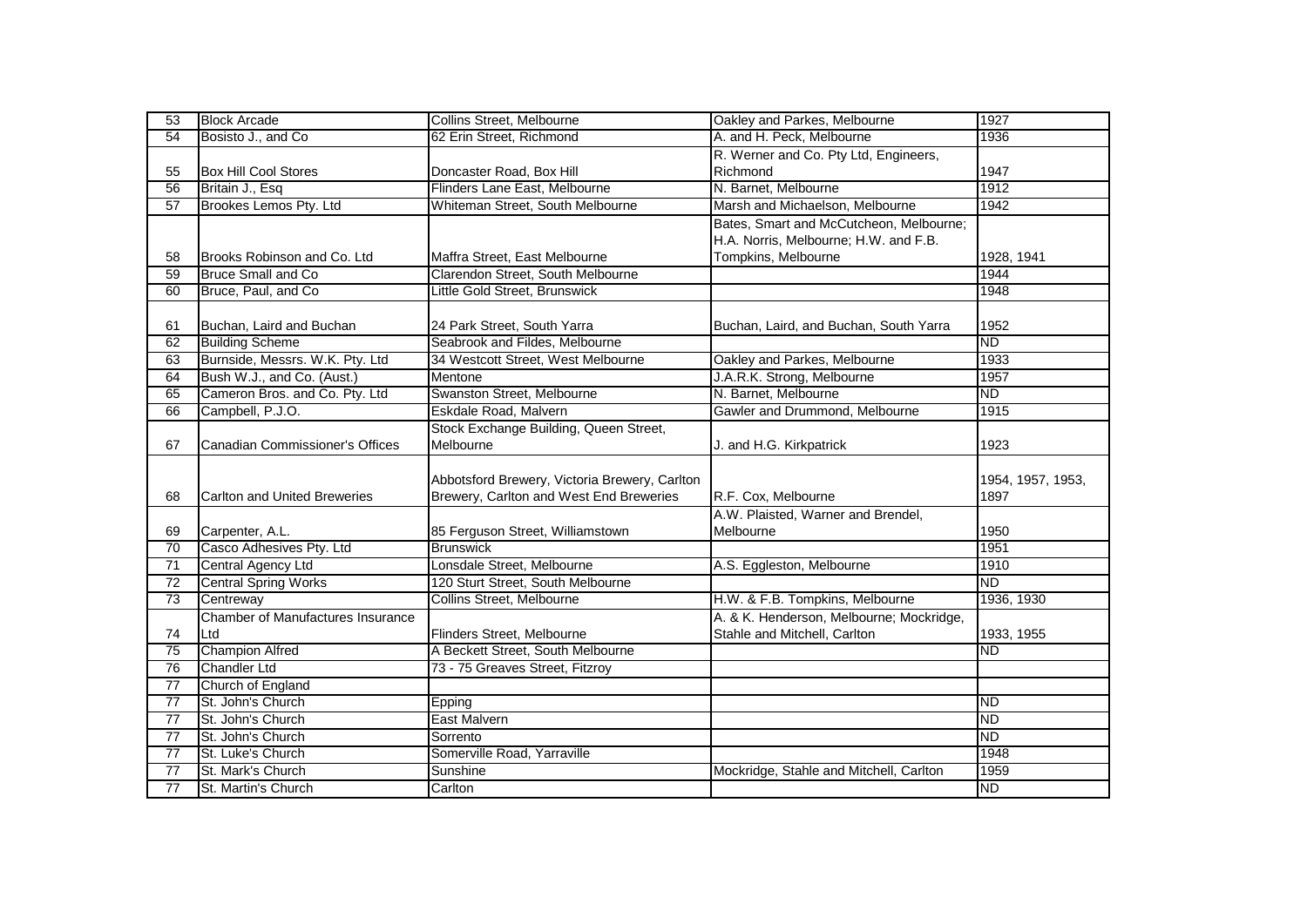| | | | | |
|---|---|---|---|---|
| 53 | Block Arcade | Collins Street, Melbourne | Oakley and Parkes, Melbourne | 1927 |
| 54 | Bosisto J., and Co | 62 Erin Street, Richmond | A. and H. Peck, Melbourne | 1936 |
| 55 | Box Hill Cool Stores | Doncaster Road, Box Hill | R. Werner and Co. Pty Ltd, Engineers, Richmond | 1947 |
| 56 | Britain J., Esq | Flinders Lane East, Melbourne | N. Barnet, Melbourne | 1912 |
| 57 | Brookes Lemos Pty. Ltd | Whiteman Street, South Melbourne | Marsh and Michaelson, Melbourne | 1942 |
| 58 | Brooks Robinson and Co. Ltd | Maffra Street, East Melbourne | Bates, Smart and McCutcheon, Melbourne; H.A. Norris, Melbourne; H.W. and F.B. Tompkins, Melbourne | 1928, 1941 |
| 59 | Bruce Small and Co | Clarendon Street, South Melbourne | | 1944 |
| 60 | Bruce, Paul, and Co | Little Gold Street, Brunswick | | 1948 |
| 61 | Buchan, Laird and Buchan | 24 Park Street, South Yarra | Buchan, Laird, and Buchan, South Yarra | 1952 |
| 62 | Building Scheme | Seabrook and Fildes, Melbourne | | ND |
| 63 | Burnside, Messrs. W.K. Pty. Ltd | 34 Westcott Street, West Melbourne | Oakley and Parkes, Melbourne | 1933 |
| 64 | Bush W.J., and Co. (Aust.) | Mentone | J.A.R.K. Strong, Melbourne | 1957 |
| 65 | Cameron Bros. and Co. Pty. Ltd | Swanston Street, Melbourne | N. Barnet, Melbourne | ND |
| 66 | Campbell, P.J.O. | Eskdale Road, Malvern | Gawler and Drummond, Melbourne | 1915 |
| 67 | Canadian Commissioner's Offices | Stock Exchange Building, Queen Street, Melbourne | J. and H.G. Kirkpatrick | 1923 |
| 68 | Carlton and United Breweries | Abbotsford Brewery, Victoria Brewery, Carlton Brewery, Carlton and West End Breweries | R.F. Cox, Melbourne | 1954, 1957, 1953, 1897 |
| 69 | Carpenter, A.L. | 85 Ferguson Street, Williamstown | A.W. Plaisted, Warner and Brendel, Melbourne | 1950 |
| 70 | Casco Adhesives Pty. Ltd | Brunswick | | 1951 |
| 71 | Central Agency Ltd | Lonsdale Street, Melbourne | A.S. Eggleston, Melbourne | 1910 |
| 72 | Central Spring Works | 120 Sturt Street, South Melbourne | | ND |
| 73 | Centreway | Collins Street, Melbourne | H.W. & F.B. Tompkins, Melbourne | 1936, 1930 |
| 74 | Chamber of Manufactures Insurance Ltd | Flinders Street, Melbourne | A. & K. Henderson, Melbourne; Mockridge, Stahle and Mitchell, Carlton | 1933, 1955 |
| 75 | Champion Alfred | A Beckett Street, South Melbourne | | ND |
| 76 | Chandler Ltd | 73 - 75 Greaves Street, Fitzroy | | |
| 77 | Church of England | | | |
| 77 | St. John's Church | Epping | | ND |
| 77 | St. John's Church | East Malvern | | ND |
| 77 | St. John's Church | Sorrento | | ND |
| 77 | St. Luke's Church | Somerville Road, Yarraville | | 1948 |
| 77 | St. Mark's Church | Sunshine | Mockridge, Stahle and Mitchell, Carlton | 1959 |
| 77 | St. Martin's Church | Carlton | | ND |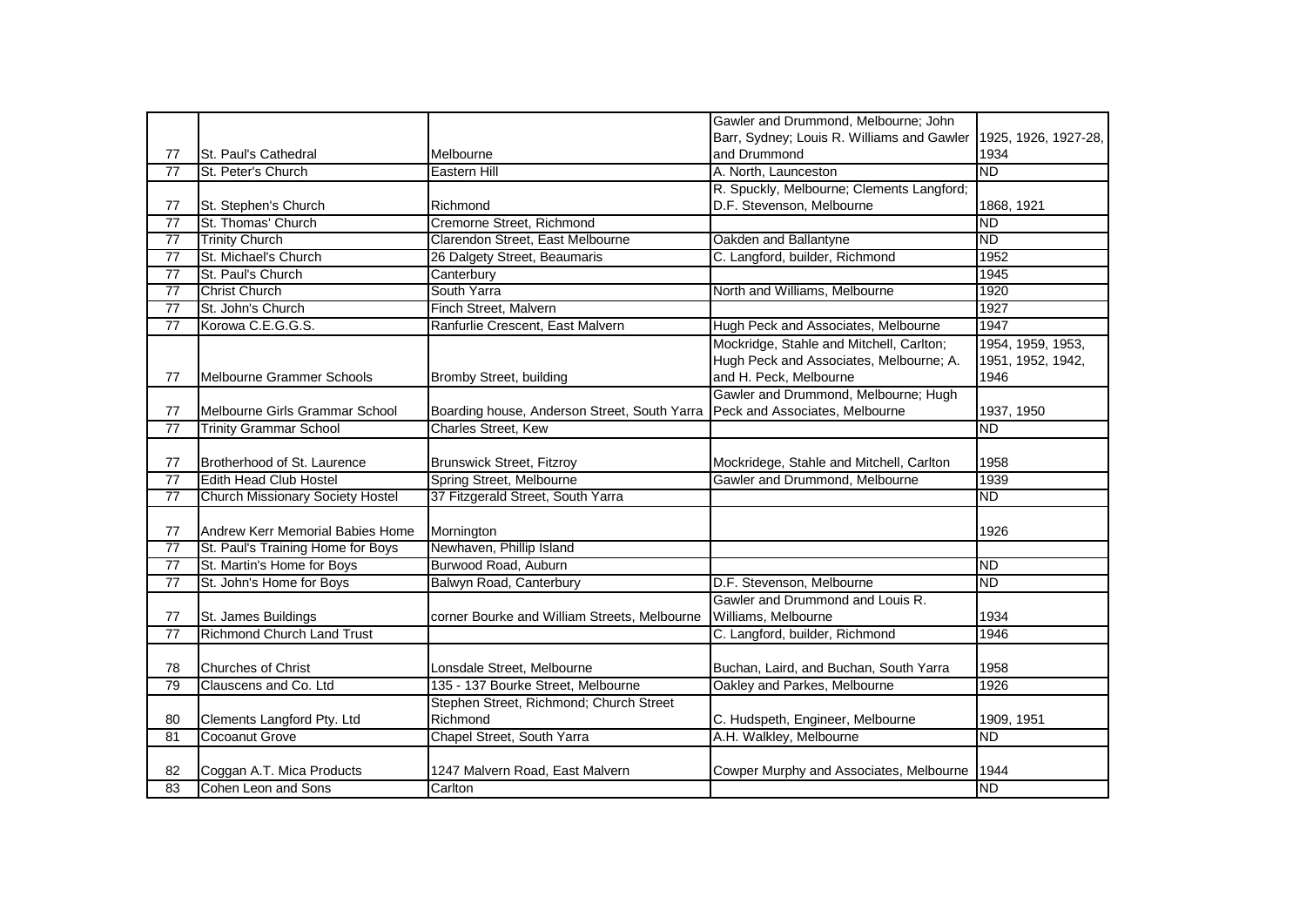| | | | | |
|---|---|---|---|---|
| 77 | St. Paul's Cathedral | Melbourne | Gawler and Drummond, Melbourne; John Barr, Sydney; Louis R. Williams and Gawler and Drummond | 1925, 1926, 1927-28, 1934 |
| 77 | St. Peter's Church | Eastern Hill | A. North, Launceston | ND |
| 77 | St. Stephen's Church | Richmond | R. Spuckly, Melbourne; Clements Langford; D.F. Stevenson, Melbourne | 1868, 1921 |
| 77 | St. Thomas' Church | Cremorne Street, Richmond | | ND |
| 77 | Trinity Church | Clarendon Street, East Melbourne | Oakden and Ballantyne | ND |
| 77 | St. Michael's Church | 26 Dalgety Street, Beaumaris | C. Langford, builder, Richmond | 1952 |
| 77 | St. Paul's Church | Canterbury | | 1945 |
| 77 | Christ Church | South Yarra | North and Williams, Melbourne | 1920 |
| 77 | St. John's Church | Finch Street, Malvern | | 1927 |
| 77 | Korowa C.E.G.G.S. | Ranfurlie Crescent, East Malvern | Hugh Peck and Associates, Melbourne | 1947 |
| 77 | Melbourne Grammer Schools | Bromby Street, building | Mockridge, Stahle and Mitchell, Carlton; Hugh Peck and Associates, Melbourne; A. and H. Peck, Melbourne | 1954, 1959, 1953, 1951, 1952, 1942, 1946 |
| 77 | Melbourne Girls Grammar School | Boarding house, Anderson Street, South Yarra | Gawler and Drummond, Melbourne; Hugh Peck and Associates, Melbourne | 1937, 1950 |
| 77 | Trinity Grammar School | Charles Street, Kew | | ND |
| 77 | Brotherhood of St. Laurence | Brunswick Street, Fitzroy | Mockridege, Stahle and Mitchell, Carlton | 1958 |
| 77 | Edith Head Club Hostel | Spring Street, Melbourne | Gawler and Drummond, Melbourne | 1939 |
| 77 | Church Missionary Society Hostel | 37 Fitzgerald Street, South Yarra | | ND |
| 77 | Andrew Kerr Memorial Babies Home | Mornington | | 1926 |
| 77 | St. Paul's Training Home for Boys | Newhaven, Phillip Island | | |
| 77 | St. Martin's Home for Boys | Burwood Road, Auburn | | ND |
| 77 | St. John's Home for Boys | Balwyn Road, Canterbury | D.F. Stevenson, Melbourne | ND |
| 77 | St. James Buildings | corner Bourke and William Streets, Melbourne | Gawler and Drummond and Louis R. Williams, Melbourne | 1934 |
| 77 | Richmond Church Land Trust | | C. Langford, builder, Richmond | 1946 |
| 78 | Churches of Christ | Lonsdale Street, Melbourne | Buchan, Laird, and Buchan, South Yarra | 1958 |
| 79 | Clauscens and Co. Ltd | 135 - 137 Bourke Street, Melbourne | Oakley and Parkes, Melbourne | 1926 |
| 80 | Clements Langford Pty. Ltd | Stephen Street, Richmond; Church Street Richmond | C. Hudspeth, Engineer, Melbourne | 1909, 1951 |
| 81 | Cocoanut Grove | Chapel Street, South Yarra | A.H. Walkley, Melbourne | ND |
| 82 | Coggan A.T. Mica Products | 1247 Malvern Road, East Malvern | Cowper Murphy and Associates, Melbourne | 1944 |
| 83 | Cohen Leon and Sons | Carlton | | ND |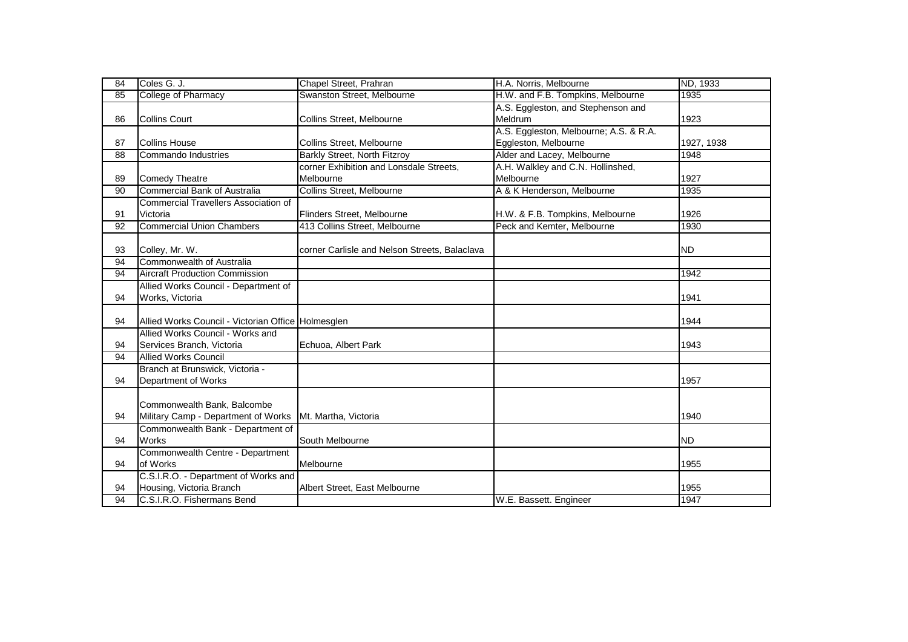| | | | | |
|---|---|---|---|---|
| 84 | Coles G. J. | Chapel Street, Prahran | H.A. Norris, Melbourne | ND, 1933 |
| 85 | College of Pharmacy | Swanston Street, Melbourne | H.W. and F.B. Tompkins, Melbourne | 1935 |
| 86 | Collins Court | Collins Street, Melbourne | A.S. Eggleston, and Stephenson and Meldrum | 1923 |
| 87 | Collins House | Collins Street, Melbourne | A.S. Eggleston, Melbourne; A.S. & R.A. Eggleston, Melbourne | 1927, 1938 |
| 88 | Commando Industries | Barkly Street, North Fitzroy | Alder and Lacey, Melbourne | 1948 |
| 89 | Comedy Theatre | corner Exhibition and Lonsdale Streets, Melbourne | A.H. Walkley and C.N. Hollinshed, Melbourne | 1927 |
| 90 | Commercial Bank of Australia | Collins Street, Melbourne | A & K Henderson, Melbourne | 1935 |
| 91 | Commercial Travellers Association of Victoria | Flinders Street, Melbourne | H.W. & F.B. Tompkins, Melbourne | 1926 |
| 92 | Commercial Union Chambers | 413 Collins Street, Melbourne | Peck and Kemter, Melbourne | 1930 |
| 93 | Colley, Mr. W. | corner Carlisle and Nelson Streets, Balaclava | | ND |
| 94 | Commonwealth of Australia | | | |
| 94 | Aircraft Production Commission | | | 1942 |
| 94 | Allied Works Council - Department of Works, Victoria | | | 1941 |
| 94 | Allied Works Council - Victorian Office | Holmesglen | | 1944 |
| 94 | Allied Works Council - Works and Services Branch, Victoria | Echuoa, Albert Park | | 1943 |
| 94 | Allied Works Council | | | |
| 94 | Branch at Brunswick, Victoria - Department of Works | | | 1957 |
| 94 | Commonwealth Bank, Balcombe Military Camp - Department of Works | Mt. Martha, Victoria | | 1940 |
| 94 | Commonwealth Bank - Department of Works | South Melbourne | | ND |
| 94 | Commonwealth Centre - Department of Works | Melbourne | | 1955 |
| 94 | C.S.I.R.O. - Department of Works and Housing, Victoria Branch | Albert Street, East Melbourne | | 1955 |
| 94 | C.S.I.R.O. Fishermans Bend | | W.E. Bassett. Engineer | 1947 |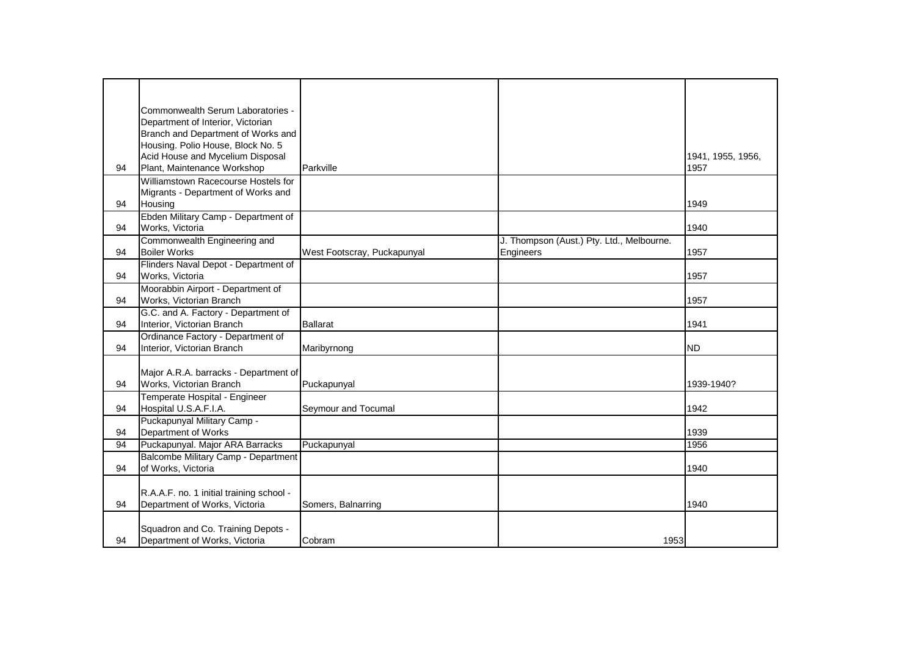| | | | | |
|---|---|---|---|---|
| 94 | Commonwealth Serum Laboratories - Department of Interior, Victorian Branch and Department of Works and Housing. Polio House, Block No. 5 Acid House and Mycelium Disposal Plant, Maintenance Workshop | Parkville | | 1941, 1955, 1956, 1957 |
| 94 | Williamstown Racecourse Hostels for Migrants - Department of Works and Housing | | | 1949 |
| 94 | Ebden Military Camp - Department of Works, Victoria | | | 1940 |
| 94 | Commonwealth Engineering and Boiler Works | West Footscray, Puckapunyal | J. Thompson (Aust.) Pty. Ltd., Melbourne. Engineers | 1957 |
| 94 | Flinders Naval Depot - Department of Works, Victoria | | | 1957 |
| 94 | Moorabbin Airport - Department of Works, Victorian Branch | | | 1957 |
| 94 | G.C. and A. Factory - Department of Interior, Victorian Branch | Ballarat | | 1941 |
| 94 | Ordinance Factory - Department of Interior, Victorian Branch | Maribyrnong | | ND |
| 94 | Major A.R.A. barracks - Department of Works, Victorian Branch | Puckapunyal | | 1939-1940? |
| 94 | Temperate Hospital - Engineer Hospital U.S.A.F.I.A. | Seymour and Tocumal | | 1942 |
| 94 | Puckapunyal Military Camp - Department of Works | | | 1939 |
| 94 | Puckapunyal. Major ARA Barracks | Puckapunyal | | 1956 |
| 94 | Balcombe Military Camp - Department of Works, Victoria | | | 1940 |
| 94 | R.A.A.F. no. 1 initial training school - Department of Works, Victoria | Somers, Balnarring | | 1940 |
| 94 | Squadron and Co. Training Depots - Department of Works, Victoria | Cobram | 1953 | |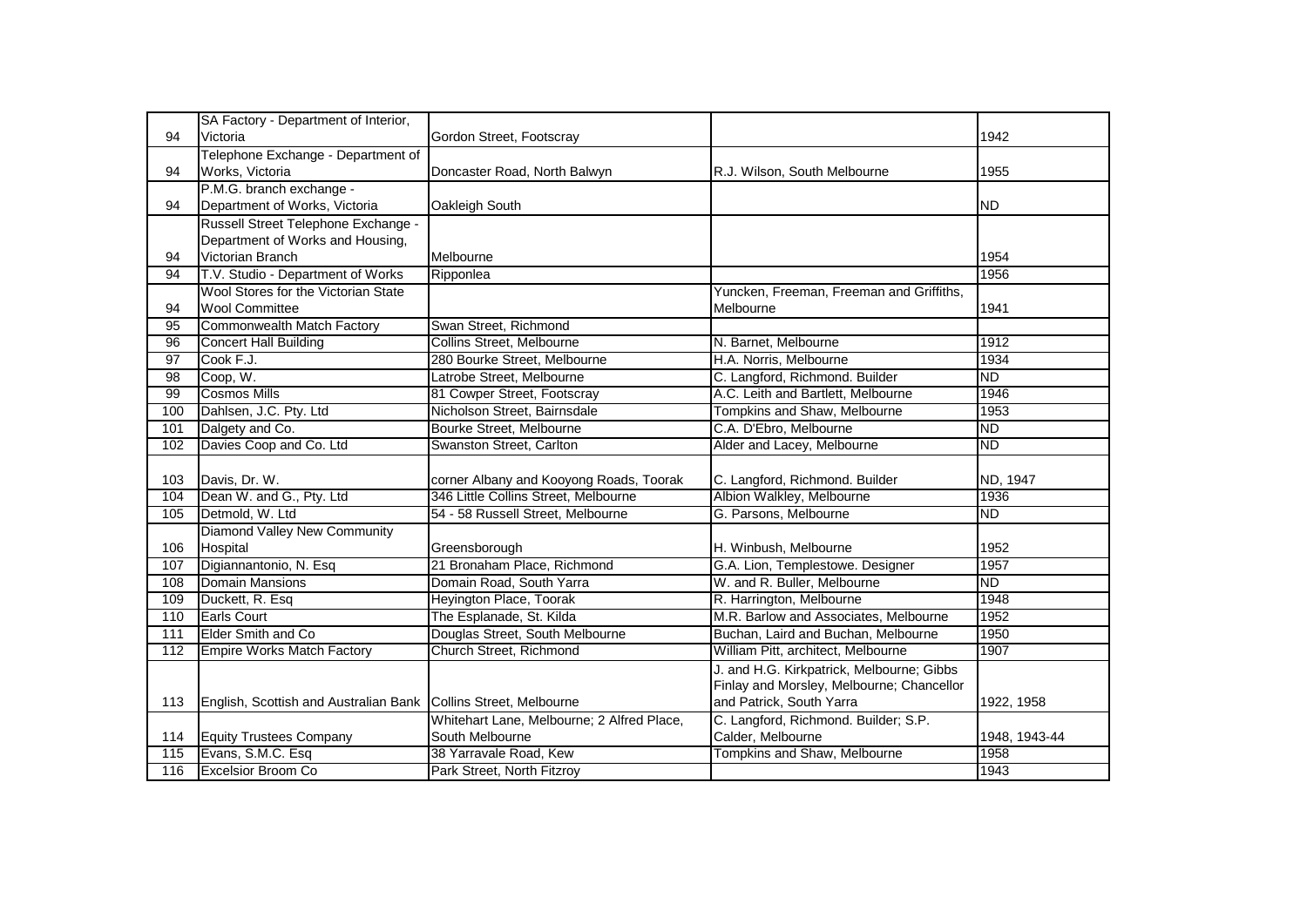| | | | | |
|---|---|---|---|---|
| 94 | SA Factory - Department of Interior, Victoria | Gordon Street, Footscray | | 1942 |
| 94 | Telephone Exchange - Department of Works, Victoria | Doncaster Road, North Balwyn | R.J. Wilson, South Melbourne | 1955 |
| 94 | P.M.G. branch exchange - Department of Works, Victoria | Oakleigh South | | ND |
| 94 | Russell Street Telephone Exchange - Department of Works and Housing, Victorian Branch | Melbourne | | 1954 |
| 94 | T.V. Studio - Department of Works | Ripponlea | | 1956 |
| 94 | Wool Stores for the Victorian State Wool Committee | | Yuncken, Freeman, Freeman and Griffiths, Melbourne | 1941 |
| 95 | Commonwealth Match Factory | Swan Street, Richmond | | |
| 96 | Concert Hall Building | Collins Street, Melbourne | N. Barnet, Melbourne | 1912 |
| 97 | Cook F.J. | 280 Bourke Street, Melbourne | H.A. Norris, Melbourne | 1934 |
| 98 | Coop, W. | Latrobe Street, Melbourne | C. Langford, Richmond. Builder | ND |
| 99 | Cosmos Mills | 81 Cowper Street, Footscray | A.C. Leith and Bartlett, Melbourne | 1946 |
| 100 | Dahlsen, J.C. Pty. Ltd | Nicholson Street, Bairnsdale | Tompkins and Shaw, Melbourne | 1953 |
| 101 | Dalgety and Co. | Bourke Street, Melbourne | C.A. D'Ebro, Melbourne | ND |
| 102 | Davies Coop and Co. Ltd | Swanston Street, Carlton | Alder and Lacey, Melbourne | ND |
| 103 | Davis, Dr. W. | corner Albany and Kooyong Roads, Toorak | C. Langford, Richmond. Builder | ND, 1947 |
| 104 | Dean W. and G., Pty. Ltd | 346 Little Collins Street, Melbourne | Albion Walkley, Melbourne | 1936 |
| 105 | Detmold, W. Ltd | 54 - 58 Russell Street, Melbourne | G. Parsons, Melbourne | ND |
| 106 | Diamond Valley New Community Hospital | Greensborough | H. Winbush, Melbourne | 1952 |
| 107 | Digiannantonio, N. Esq | 21 Bronaham Place, Richmond | G.A. Lion, Templestowe. Designer | 1957 |
| 108 | Domain Mansions | Domain Road, South Yarra | W. and R. Buller, Melbourne | ND |
| 109 | Duckett, R. Esq | Heyington Place, Toorak | R. Harrington, Melbourne | 1948 |
| 110 | Earls Court | The Esplanade, St. Kilda | M.R. Barlow and Associates, Melbourne | 1952 |
| 111 | Elder Smith and Co | Douglas Street, South Melbourne | Buchan, Laird and Buchan, Melbourne | 1950 |
| 112 | Empire Works Match Factory | Church Street, Richmond | William Pitt, architect, Melbourne | 1907 |
| 113 | English, Scottish and Australian Bank | Collins Street, Melbourne | J. and H.G. Kirkpatrick, Melbourne; Gibbs Finlay and Morsley, Melbourne; Chancellor and Patrick, South Yarra | 1922, 1958 |
| 114 | Equity Trustees Company | Whitehart Lane, Melbourne; 2 Alfred Place, South Melbourne | C. Langford, Richmond. Builder; S.P. Calder, Melbourne | 1948, 1943-44 |
| 115 | Evans, S.M.C. Esq | 38 Yarravale Road, Kew | Tompkins and Shaw, Melbourne | 1958 |
| 116 | Excelsior Broom Co | Park Street, North Fitzroy | | 1943 |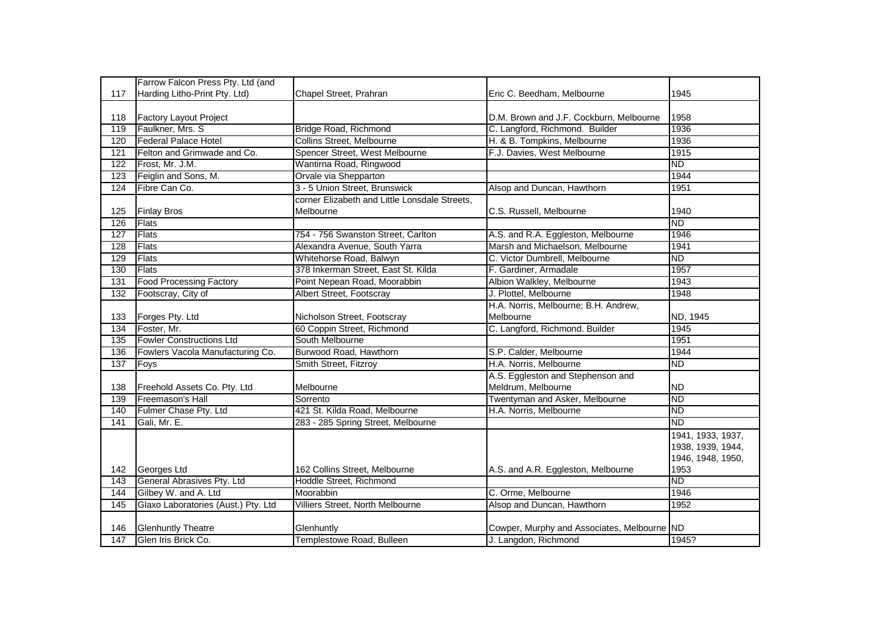| | | | | |
|---|---|---|---|---|
| 117 | Farrow Falcon Press Pty. Ltd (and Harding Litho-Print Pty. Ltd) | Chapel Street, Prahran | Eric C. Beedham, Melbourne | 1945 |
| 118 | Factory Layout Project | | D.M. Brown and J.F. Cockburn, Melbourne | 1958 |
| 119 | Faulkner, Mrs. S | Bridge Road, Richmond | C. Langford, Richmond. Builder | 1936 |
| 120 | Federal Palace Hotel | Collins Street, Melbourne | H. & B. Tompkins, Melbourne | 1936 |
| 121 | Felton and Grimwade and Co. | Spencer Street, West Melbourne | F.J. Davies, West Melbourne | 1915 |
| 122 | Frost, Mr. J.M. | Wantirna Road, Ringwood | | ND |
| 123 | Feiglin and Sons, M. | Orvale via Shepparton | | 1944 |
| 124 | Fibre Can Co. | 3 - 5 Union Street, Brunswick | Alsop and Duncan, Hawthorn | 1951 |
| 125 | Finlay Bros | corner Elizabeth and Little Lonsdale Streets, Melbourne | C.S. Russell, Melbourne | 1940 |
| 126 | Flats | | | ND |
| 127 | Flats | 754 - 756 Swanston Street, Carlton | A.S. and R.A. Eggleston, Melbourne | 1946 |
| 128 | Flats | Alexandra Avenue, South Yarra | Marsh and Michaelson, Melbourne | 1941 |
| 129 | Flats | Whitehorse Road, Balwyn | C. Victor Dumbrell, Melbourne | ND |
| 130 | Flats | 378 Inkerman Street, East St. Kilda | F. Gardiner, Armadale | 1957 |
| 131 | Food Processing Factory | Point Nepean Road, Moorabbin | Albion Walkley, Melbourne | 1943 |
| 132 | Footscray, City of | Albert Street, Footscray | J. Plottel, Melbourne | 1948 |
| 133 | Forges Pty. Ltd | Nicholson Street, Footscray | H.A. Norris, Melbourne; B.H. Andrew, Melbourne | ND, 1945 |
| 134 | Foster, Mr. | 60 Coppin Street, Richmond | C. Langford, Richmond. Builder | 1945 |
| 135 | Fowler Constructions Ltd | South Melbourne | | 1951 |
| 136 | Fowlers Vacola Manufacturing Co. | Burwood Road, Hawthorn | S.P. Calder, Melbourne | 1944 |
| 137 | Foys | Smith Street, Fitzroy | H.A. Norris, Melbourne | ND |
| 138 | Freehold Assets Co. Pty. Ltd | Melbourne | A.S. Eggleston and Stephenson and Meldrum, Melbourne | ND |
| 139 | Freemason's Hall | Sorrento | Twentyman and Asker, Melbourne | ND |
| 140 | Fulmer Chase Pty. Ltd | 421 St. Kilda Road, Melbourne | H.A. Norris, Melbourne | ND |
| 141 | Gali, Mr. E. | 283 - 285 Spring Street, Melbourne | | ND |
| 142 | Georges Ltd | 162 Collins Street, Melbourne | A.S. and A.R. Eggleston, Melbourne | 1941, 1933, 1937, 1938, 1939, 1944, 1946, 1948, 1950, 1953 |
| 143 | General Abrasives Pty. Ltd | Hoddle Street, Richmond | | ND |
| 144 | Gilbey W. and A. Ltd | Moorabbin | C. Orme, Melbourne | 1946 |
| 145 | Glaxo Laboratories (Aust.) Pty. Ltd | Villiers Street, North Melbourne | Alsop and Duncan, Hawthorn | 1952 |
| 146 | Glenhuntly Theatre | Glenhuntly | Cowper, Murphy and Associates, Melbourne | ND |
| 147 | Glen Iris Brick Co. | Templestowe Road, Bulleen | J. Langdon, Richmond | 1945? |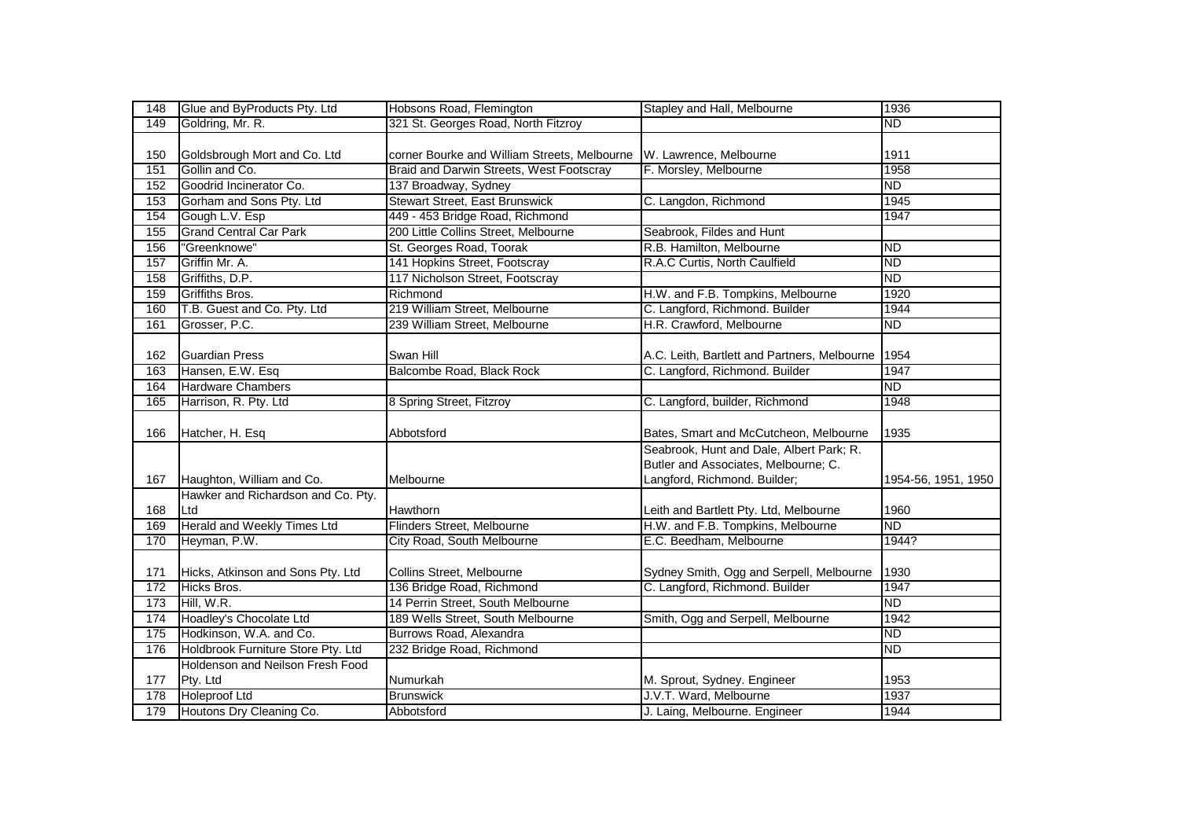| 148 | Glue and ByProducts Pty. Ltd | Hobsons Road, Flemington | Stapley and Hall, Melbourne | 1936 |
|---|---|---|---|---|
| 149 | Goldring, Mr. R. | 321 St. Georges Road, North Fitzroy | | ND |
| 150 | Goldsbrough Mort and Co. Ltd | corner Bourke and William Streets, Melbourne | W. Lawrence, Melbourne | 1911 |
| 151 | Gollin and Co. | Braid and Darwin Streets, West Footscray | F. Morsley, Melbourne | 1958 |
| 152 | Goodrid Incinerator Co. | 137 Broadway, Sydney | | ND |
| 153 | Gorham and Sons Pty. Ltd | Stewart Street, East Brunswick | C. Langdon, Richmond | 1945 |
| 154 | Gough L.V. Esp | 449 - 453 Bridge Road, Richmond | | 1947 |
| 155 | Grand Central Car Park | 200 Little Collins Street, Melbourne | Seabrook, Fildes and Hunt | |
| 156 | "Greenknowe" | St. Georges Road, Toorak | R.B. Hamilton, Melbourne | ND |
| 157 | Griffin Mr. A. | 141 Hopkins Street, Footscray | R.A.C Curtis, North Caulfield | ND |
| 158 | Griffiths, D.P. | 117 Nicholson Street, Footscray | | ND |
| 159 | Griffiths Bros. | Richmond | H.W. and F.B. Tompkins, Melbourne | 1920 |
| 160 | T.B. Guest and Co. Pty. Ltd | 219 William Street, Melbourne | C. Langford, Richmond. Builder | 1944 |
| 161 | Grosser, P.C. | 239 William Street, Melbourne | H.R. Crawford, Melbourne | ND |
| 162 | Guardian Press | Swan Hill | A.C. Leith, Bartlett and Partners, Melbourne | 1954 |
| 163 | Hansen, E.W. Esq | Balcombe Road, Black Rock | C. Langford, Richmond. Builder | 1947 |
| 164 | Hardware Chambers | | | ND |
| 165 | Harrison, R. Pty. Ltd | 8 Spring Street, Fitzroy | C. Langford, builder, Richmond | 1948 |
| 166 | Hatcher, H. Esq | Abbotsford | Bates, Smart and McCutcheon, Melbourne | 1935 |
| 167 | Haughton, William and Co. | Melbourne | Seabrook, Hunt and Dale, Albert Park; R. Butler and Associates, Melbourne; C. Langford, Richmond. Builder; | 1954-56, 1951, 1950 |
| 168 | Hawker and Richardson and Co. Pty. Ltd | Hawthorn | Leith and Bartlett Pty. Ltd, Melbourne | 1960 |
| 169 | Herald and Weekly Times Ltd | Flinders Street, Melbourne | H.W. and F.B. Tompkins, Melbourne | ND |
| 170 | Heyman, P.W. | City Road, South Melbourne | E.C. Beedham, Melbourne | 1944? |
| 171 | Hicks, Atkinson and Sons Pty. Ltd | Collins Street, Melbourne | Sydney Smith, Ogg and Serpell, Melbourne | 1930 |
| 172 | Hicks Bros. | 136 Bridge Road, Richmond | C. Langford, Richmond. Builder | 1947 |
| 173 | Hill, W.R. | 14 Perrin Street, South Melbourne | | ND |
| 174 | Hoadley's Chocolate Ltd | 189 Wells Street, South Melbourne | Smith, Ogg and Serpell, Melbourne | 1942 |
| 175 | Hodkinson, W.A. and Co. | Burrows Road, Alexandra | | ND |
| 176 | Holdbrook Furniture Store Pty. Ltd | 232 Bridge Road, Richmond | | ND |
| 177 | Holdenson and Neilson Fresh Food Pty. Ltd | Numurkah | M. Sprout, Sydney. Engineer | 1953 |
| 178 | Holeproof Ltd | Brunswick | J.V.T. Ward, Melbourne | 1937 |
| 179 | Houtons Dry Cleaning Co. | Abbotsford | J. Laing, Melbourne. Engineer | 1944 |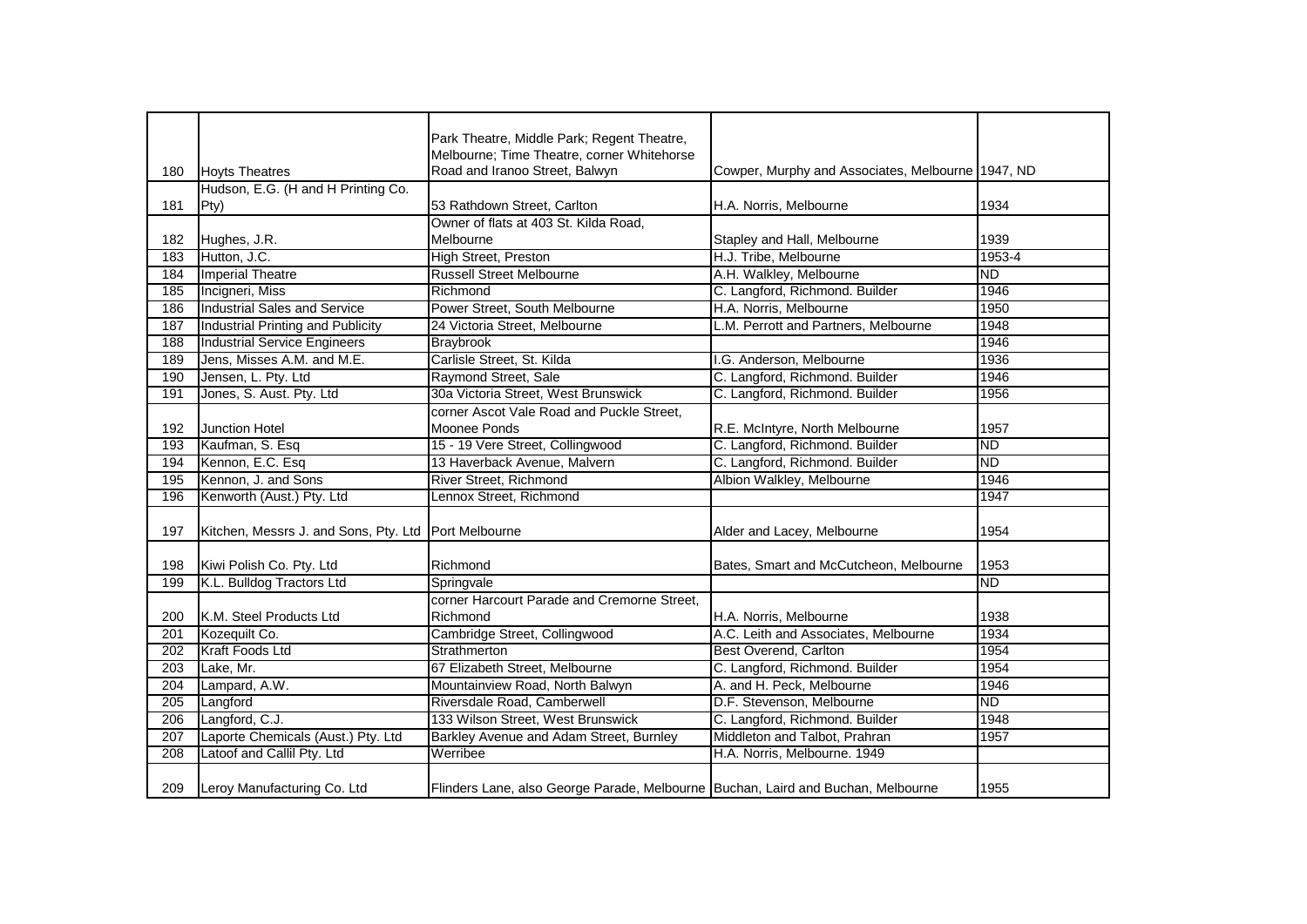| | | | | |
|---|---|---|---|---|
| 180 | Hoyts Theatres | Park Theatre, Middle Park; Regent Theatre, Melbourne; Time Theatre, corner Whitehorse Road and Iranoo Street, Balwyn | Cowper, Murphy and Associates, Melbourne | 1947, ND |
| 181 | Hudson, E.G. (H and H Printing Co. Pty) | 53 Rathdown Street, Carlton | H.A. Norris, Melbourne | 1934 |
| 182 | Hughes, J.R. | Owner of flats at 403 St. Kilda Road, Melbourne | Stapley and Hall, Melbourne | 1939 |
| 183 | Hutton, J.C. | High Street, Preston | H.J. Tribe, Melbourne | 1953-4 |
| 184 | Imperial Theatre | Russell Street Melbourne | A.H. Walkley, Melbourne | ND |
| 185 | Incigneri, Miss | Richmond | C. Langford, Richmond. Builder | 1946 |
| 186 | Industrial Sales and Service | Power Street, South Melbourne | H.A. Norris, Melbourne | 1950 |
| 187 | Industrial Printing and Publicity | 24 Victoria Street, Melbourne | L.M. Perrott and Partners, Melbourne | 1948 |
| 188 | Industrial Service Engineers | Braybrook | | 1946 |
| 189 | Jens, Misses A.M. and M.E. | Carlisle Street, St. Kilda | I.G. Anderson, Melbourne | 1936 |
| 190 | Jensen, L. Pty. Ltd | Raymond Street, Sale | C. Langford, Richmond. Builder | 1946 |
| 191 | Jones, S. Aust. Pty. Ltd | 30a Victoria Street, West Brunswick | C. Langford, Richmond. Builder | 1956 |
| 192 | Junction Hotel | corner Ascot Vale Road and Puckle Street, Moonee Ponds | R.E. McIntyre, North Melbourne | 1957 |
| 193 | Kaufman, S. Esq | 15 - 19 Vere Street, Collingwood | C. Langford, Richmond. Builder | ND |
| 194 | Kennon, E.C. Esq | 13 Haverback Avenue, Malvern | C. Langford, Richmond. Builder | ND |
| 195 | Kennon, J. and Sons | River Street, Richmond | Albion Walkley, Melbourne | 1946 |
| 196 | Kenworth (Aust.) Pty. Ltd | Lennox Street, Richmond | | 1947 |
| 197 | Kitchen, Messrs J. and Sons, Pty. Ltd | Port Melbourne | Alder and Lacey, Melbourne | 1954 |
| 198 | Kiwi Polish Co. Pty. Ltd | Richmond | Bates, Smart and McCutcheon, Melbourne | 1953 |
| 199 | K.L. Bulldog Tractors Ltd | Springvale | | ND |
| 200 | K.M. Steel Products Ltd | corner Harcourt Parade and Cremorne Street, Richmond | H.A. Norris, Melbourne | 1938 |
| 201 | Kozequilt Co. | Cambridge Street, Collingwood | A.C. Leith and Associates, Melbourne | 1934 |
| 202 | Kraft Foods Ltd | Strathmerton | Best Overend, Carlton | 1954 |
| 203 | Lake, Mr. | 67 Elizabeth Street, Melbourne | C. Langford, Richmond. Builder | 1954 |
| 204 | Lampard, A.W. | Mountainview Road, North Balwyn | A. and H. Peck, Melbourne | 1946 |
| 205 | Langford | Riversdale Road, Camberwell | D.F. Stevenson, Melbourne | ND |
| 206 | Langford, C.J. | 133 Wilson Street, West Brunswick | C. Langford, Richmond. Builder | 1948 |
| 207 | Laporte Chemicals (Aust.) Pty. Ltd | Barkley Avenue and Adam Street, Burnley | Middleton and Talbot, Prahran | 1957 |
| 208 | Latoof and Callil Pty. Ltd | Werribee | H.A. Norris, Melbourne. 1949 | |
| 209 | Leroy Manufacturing Co. Ltd | Flinders Lane, also George Parade, Melbourne | Buchan, Laird and Buchan, Melbourne | 1955 |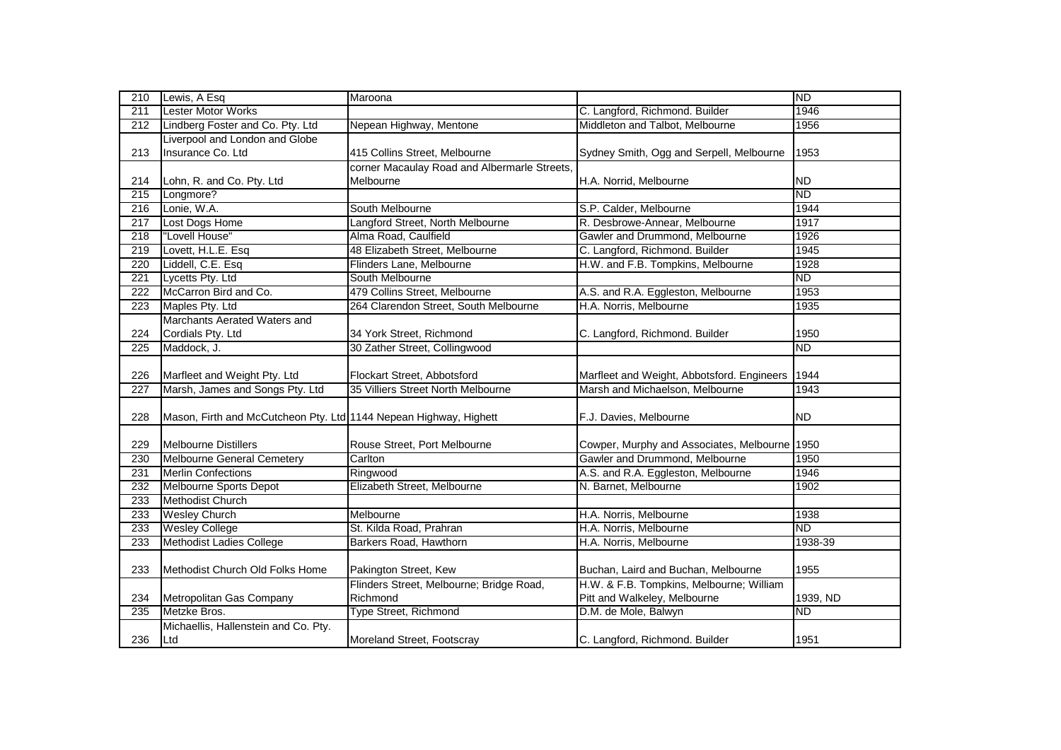| 210 | Lewis, A Esq | Maroona | | ND |
|---|---|---|---|---|
| 211 | Lester Motor Works | | C. Langford, Richmond. Builder | 1946 |
| 212 | Lindberg Foster and Co. Pty. Ltd | Nepean Highway, Mentone | Middleton and Talbot, Melbourne | 1956 |
| 213 | Liverpool and London and Globe Insurance Co. Ltd | 415 Collins Street, Melbourne | Sydney Smith, Ogg and Serpell, Melbourne | 1953 |
| 214 | Lohn, R. and Co. Pty. Ltd | corner Macaulay Road and Albermarle Streets, Melbourne | H.A. Norrid, Melbourne | ND |
| 215 | Longmore? | | | ND |
| 216 | Lonie, W.A. | South Melbourne | S.P. Calder, Melbourne | 1944 |
| 217 | Lost Dogs Home | Langford Street, North Melbourne | R. Desbrowe-Annear, Melbourne | 1917 |
| 218 | "Lovell House" | Alma Road, Caulfield | Gawler and Drummond, Melbourne | 1926 |
| 219 | Lovett, H.L.E. Esq | 48 Elizabeth Street, Melbourne | C. Langford, Richmond. Builder | 1945 |
| 220 | Liddell, C.E. Esq | Flinders Lane, Melbourne | H.W. and F.B. Tompkins, Melbourne | 1928 |
| 221 | Lycetts Pty. Ltd | South Melbourne | | ND |
| 222 | McCarron Bird and Co. | 479 Collins Street, Melbourne | A.S. and R.A. Eggleston, Melbourne | 1953 |
| 223 | Maples Pty. Ltd | 264 Clarendon Street, South Melbourne | H.A. Norris, Melbourne | 1935 |
| 224 | Marchants Aerated Waters and Cordials Pty. Ltd | 34 York Street, Richmond | C. Langford, Richmond. Builder | 1950 |
| 225 | Maddock, J. | 30 Zather Street, Collingwood | | ND |
| 226 | Marfleet and Weight Pty. Ltd | Flockart Street, Abbotsford | Marfleet and Weight, Abbotsford. Engineers | 1944 |
| 227 | Marsh, James and Songs Pty. Ltd | 35 Villiers Street North Melbourne | Marsh and Michaelson, Melbourne | 1943 |
| 228 | Mason, Firth and McCutcheon Pty. Ltd | 1144 Nepean Highway, Highett | F.J. Davies, Melbourne | ND |
| 229 | Melbourne Distillers | Rouse Street, Port Melbourne | Cowper, Murphy and Associates, Melbourne | 1950 |
| 230 | Melbourne General Cemetery | Carlton | Gawler and Drummond, Melbourne | 1950 |
| 231 | Merlin Confections | Ringwood | A.S. and R.A. Eggleston, Melbourne | 1946 |
| 232 | Melbourne Sports Depot | Elizabeth Street, Melbourne | N. Barnet, Melbourne | 1902 |
| 233 | Methodist Church | | | |
| 233 | Wesley Church | Melbourne | H.A. Norris, Melbourne | 1938 |
| 233 | Wesley College | St. Kilda Road, Prahran | H.A. Norris, Melbourne | ND |
| 233 | Methodist Ladies College | Barkers Road, Hawthorn | H.A. Norris, Melbourne | 1938-39 |
| 233 | Methodist Church Old Folks Home | Pakington Street, Kew | Buchan, Laird and Buchan, Melbourne | 1955 |
| 234 | Metropolitan Gas Company | Flinders Street, Melbourne; Bridge Road, Richmond | H.W. & F.B. Tompkins, Melbourne; William Pitt and Walkeley, Melbourne | 1939, ND |
| 235 | Metzke Bros. | Type Street, Richmond | D.M. de Mole, Balwyn | ND |
| 236 | Michaellis, Hallenstein and Co. Pty. Ltd | Moreland Street, Footscray | C. Langford, Richmond. Builder | 1951 |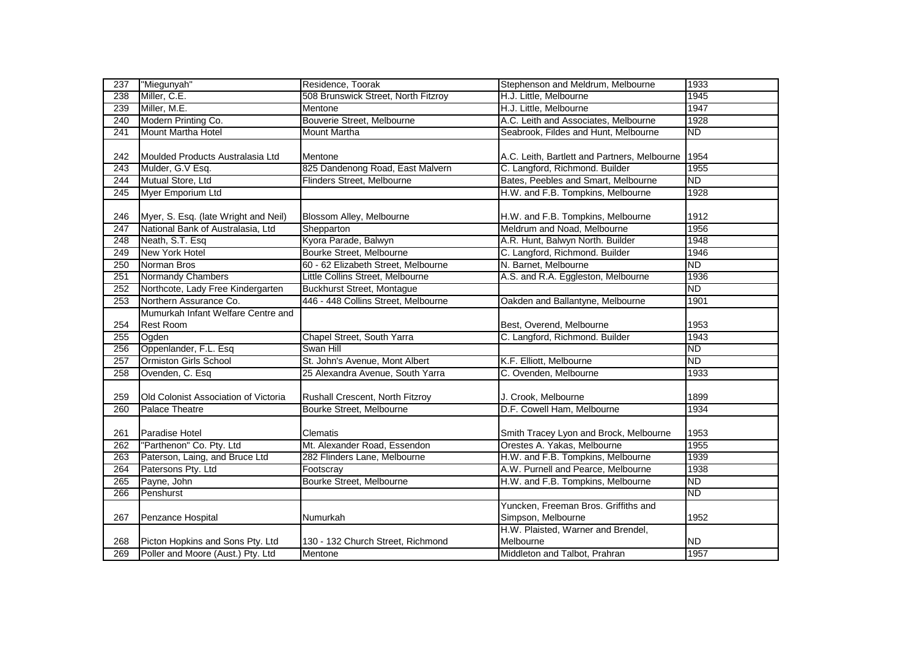| 237 | "Miegunyah" | Residence, Toorak | Stephenson and Meldrum, Melbourne | 1933 |
|---|---|---|---|---|
| 238 | Miller, C.E. | 508 Brunswick Street, North Fitzroy | H.J. Little, Melbourne | 1945 |
| 239 | Miller, M.E. | Mentone | H.J. Little, Melbourne | 1947 |
| 240 | Modern Printing Co. | Bouverie Street, Melbourne | A.C. Leith and Associates, Melbourne | 1928 |
| 241 | Mount Martha Hotel | Mount Martha | Seabrook, Fildes and Hunt, Melbourne | ND |
| 242 | Moulded Products Australasia Ltd | Mentone | A.C. Leith, Bartlett and Partners, Melbourne | 1954 |
| 243 | Mulder, G.V Esq. | 825 Dandenong Road, East Malvern | C. Langford, Richmond. Builder | 1955 |
| 244 | Mutual Store, Ltd | Flinders Street, Melbourne | Bates, Peebles and Smart, Melbourne | ND |
| 245 | Myer Emporium Ltd | | H.W. and F.B. Tompkins, Melbourne | 1928 |
| 246 | Myer, S. Esq. (late Wright and Neil) | Blossom Alley, Melbourne | H.W. and F.B. Tompkins, Melbourne | 1912 |
| 247 | National Bank of Australasia, Ltd | Shepparton | Meldrum and Noad, Melbourne | 1956 |
| 248 | Neath, S.T. Esq | Kyora Parade, Balwyn | A.R. Hunt, Balwyn North. Builder | 1948 |
| 249 | New York Hotel | Bourke Street, Melbourne | C. Langford, Richmond. Builder | 1946 |
| 250 | Norman Bros | 60 - 62 Elizabeth Street, Melbourne | N. Barnet, Melbourne | ND |
| 251 | Normandy Chambers | Little Collins Street, Melbourne | A.S. and R.A. Eggleston, Melbourne | 1936 |
| 252 | Northcote, Lady Free Kindergarten | Buckhurst Street, Montague | | ND |
| 253 | Northern Assurance Co. | 446 - 448 Collins Street, Melbourne | Oakden and Ballantyne, Melbourne | 1901 |
| 254 | Mumurkah Infant Welfare Centre and Rest Room | | Best, Overend, Melbourne | 1953 |
| 255 | Ogden | Chapel Street, South Yarra | C. Langford, Richmond. Builder | 1943 |
| 256 | Oppenlander, F.L. Esq | Swan Hill | | ND |
| 257 | Ormiston Girls School | St. John's Avenue, Mont Albert | K.F. Elliott, Melbourne | ND |
| 258 | Ovenden, C. Esq | 25 Alexandra Avenue, South Yarra | C. Ovenden, Melbourne | 1933 |
| 259 | Old Colonist Association of Victoria | Rushall Crescent, North Fitzroy | J. Crook, Melbourne | 1899 |
| 260 | Palace Theatre | Bourke Street, Melbourne | D.F. Cowell Ham, Melbourne | 1934 |
| 261 | Paradise Hotel | Clematis | Smith Tracey Lyon and Brock, Melbourne | 1953 |
| 262 | "Parthenon" Co. Pty. Ltd | Mt. Alexander Road, Essendon | Orestes A. Yakas, Melbourne | 1955 |
| 263 | Paterson, Laing, and Bruce Ltd | 282 Flinders Lane, Melbourne | H.W. and F.B. Tompkins, Melbourne | 1939 |
| 264 | Patersons Pty. Ltd | Footscray | A.W. Purnell and Pearce, Melbourne | 1938 |
| 265 | Payne, John | Bourke Street, Melbourne | H.W. and F.B. Tompkins, Melbourne | ND |
| 266 | Penshurst | | | ND |
| 267 | Penzance Hospital | Numurkah | Yuncken, Freeman Bros. Griffiths and Simpson, Melbourne | 1952 |
| 268 | Picton Hopkins and Sons Pty. Ltd | 130 - 132 Church Street, Richmond | H.W. Plaisted, Warner and Brendel, Melbourne | ND |
| 269 | Poller and Moore (Aust.) Pty. Ltd | Mentone | Middleton and Talbot, Prahran | 1957 |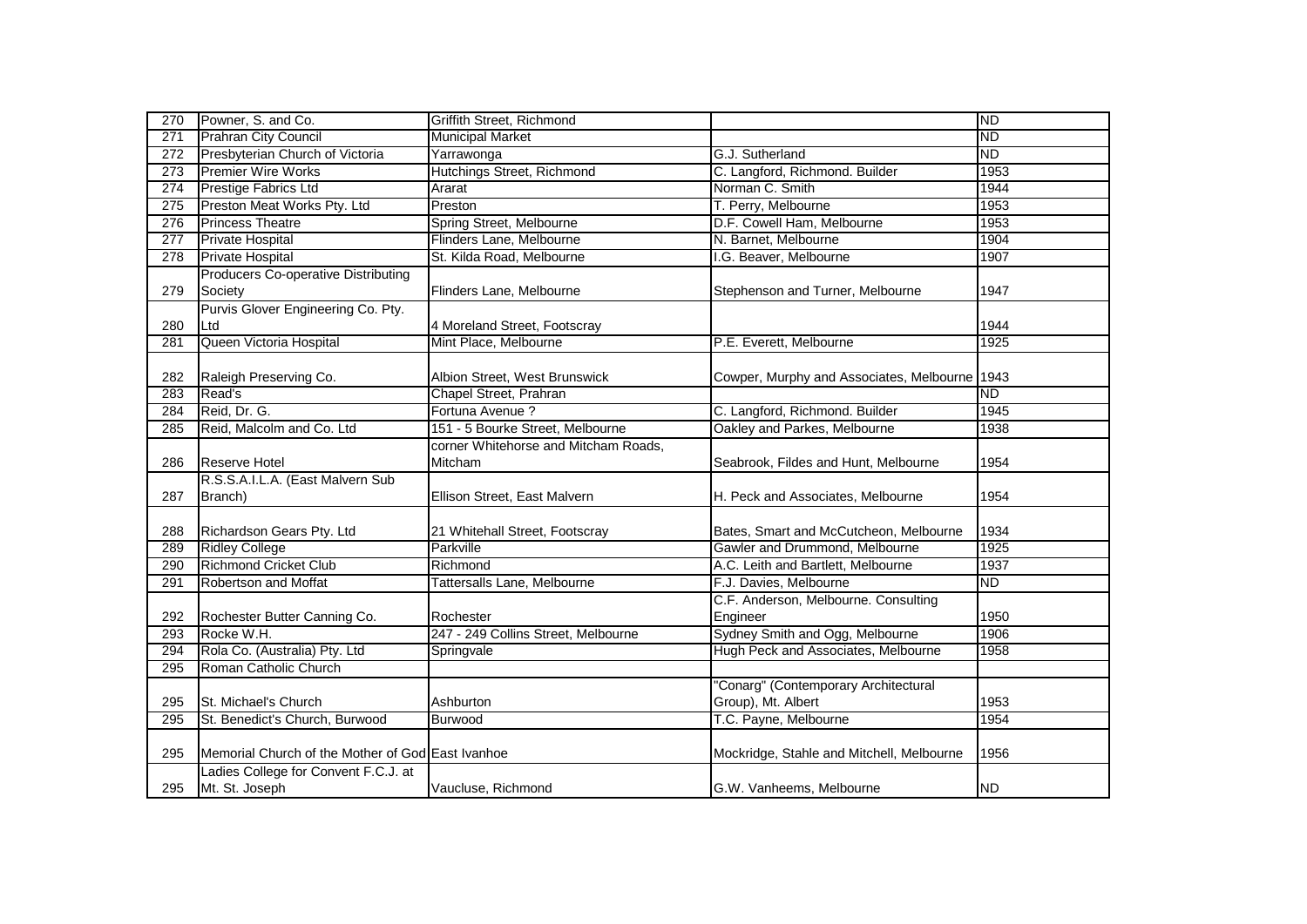| 270 | Powner, S. and Co. | Griffith Street, Richmond | | ND |
|---|---|---|---|---|
| 271 | Prahran City Council | Municipal Market | | ND |
| 272 | Presbyterian Church of Victoria | Yarrawonga | G.J. Sutherland | ND |
| 273 | Premier Wire Works | Hutchings Street, Richmond | C. Langford, Richmond. Builder | 1953 |
| 274 | Prestige Fabrics Ltd | Ararat | Norman C. Smith | 1944 |
| 275 | Preston Meat Works Pty. Ltd | Preston | T. Perry, Melbourne | 1953 |
| 276 | Princess Theatre | Spring Street, Melbourne | D.F. Cowell Ham, Melbourne | 1953 |
| 277 | Private Hospital | Flinders Lane, Melbourne | N. Barnet, Melbourne | 1904 |
| 278 | Private Hospital | St. Kilda Road, Melbourne | I.G. Beaver, Melbourne | 1907 |
| 279 | Producers Co-operative Distributing Society | Flinders Lane, Melbourne | Stephenson and Turner, Melbourne | 1947 |
| 280 | Purvis Glover Engineering Co. Pty. Ltd | 4 Moreland Street, Footscray | | 1944 |
| 281 | Queen Victoria Hospital | Mint Place, Melbourne | P.E. Everett, Melbourne | 1925 |
| 282 | Raleigh Preserving Co. | Albion Street, West Brunswick | Cowper, Murphy and Associates, Melbourne | 1943 |
| 283 | Read's | Chapel Street, Prahran | | ND |
| 284 | Reid, Dr. G. | Fortuna Avenue ? | C. Langford, Richmond. Builder | 1945 |
| 285 | Reid, Malcolm and Co. Ltd | 151 - 5 Bourke Street, Melbourne | Oakley and Parkes, Melbourne | 1938 |
| 286 | Reserve Hotel | corner Whitehorse and Mitcham Roads, Mitcham | Seabrook, Fildes and Hunt, Melbourne | 1954 |
| 287 | R.S.S.A.I.L.A. (East Malvern Sub Branch) | Ellison Street, East Malvern | H. Peck and Associates, Melbourne | 1954 |
| 288 | Richardson Gears Pty. Ltd | 21 Whitehall Street, Footscray | Bates, Smart and McCutcheon, Melbourne | 1934 |
| 289 | Ridley College | Parkville | Gawler and Drummond, Melbourne | 1925 |
| 290 | Richmond Cricket Club | Richmond | A.C. Leith and Bartlett, Melbourne | 1937 |
| 291 | Robertson and Moffat | Tattersalls Lane, Melbourne | F.J. Davies, Melbourne | ND |
| 292 | Rochester Butter Canning Co. | Rochester | C.F. Anderson, Melbourne. Consulting Engineer | 1950 |
| 293 | Rocke W.H. | 247 - 249 Collins Street, Melbourne | Sydney Smith and Ogg, Melbourne | 1906 |
| 294 | Rola Co. (Australia) Pty. Ltd | Springvale | Hugh Peck and Associates, Melbourne | 1958 |
| 295 | Roman Catholic Church | | | |
| 295 | St. Michael's Church | Ashburton | "Conarg" (Contemporary Architectural Group), Mt. Albert | 1953 |
| 295 | St. Benedict's Church, Burwood | Burwood | T.C. Payne, Melbourne | 1954 |
| 295 | Memorial Church of the Mother of God | East Ivanhoe | Mockridge, Stahle and Mitchell, Melbourne | 1956 |
| 295 | Ladies College for Convent F.C.J. at Mt. St. Joseph | Vaucluse, Richmond | G.W. Vanheems, Melbourne | ND |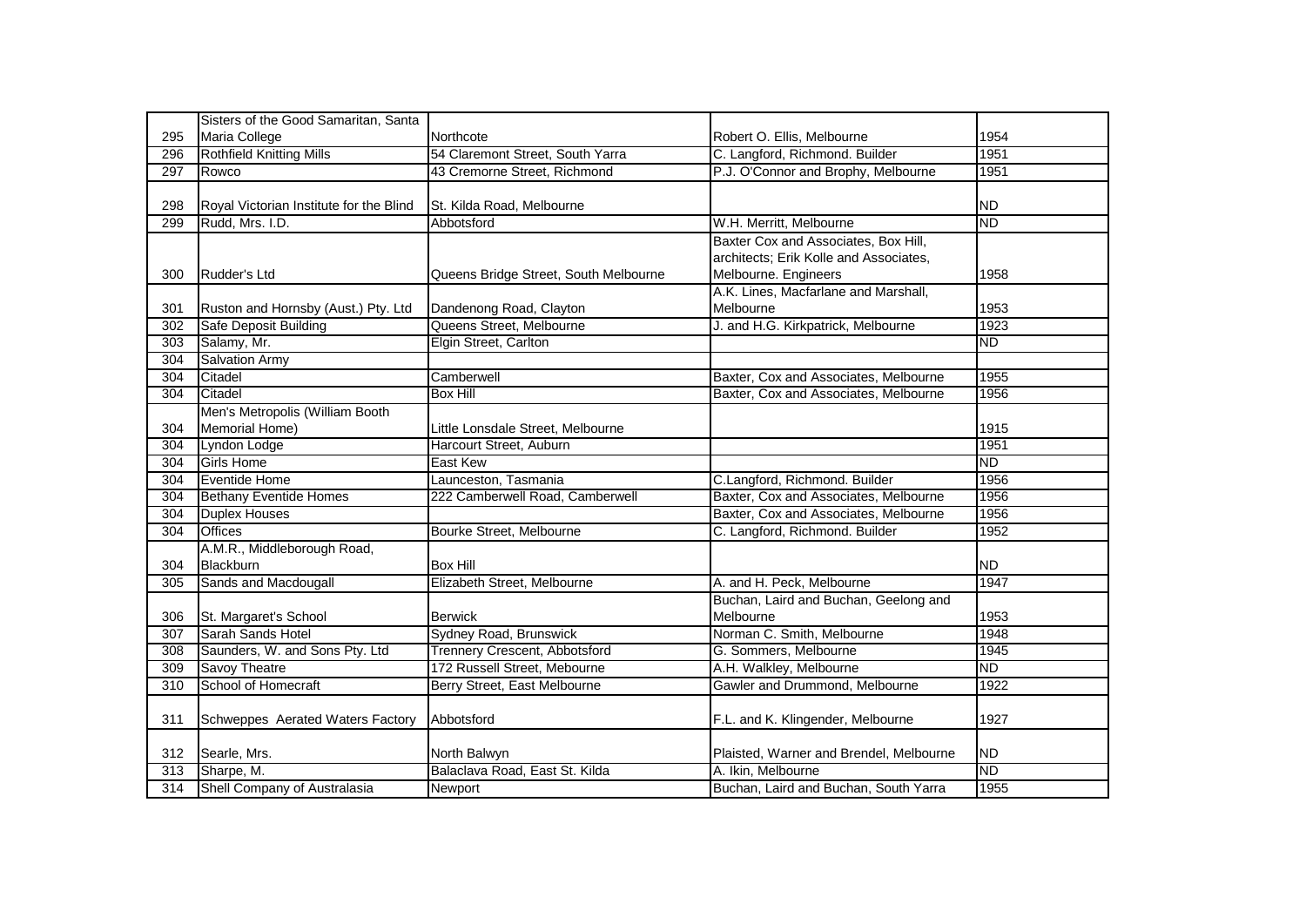| 295 | Sisters of the Good Samaritan, Santa Maria College | Northcote | Robert O. Ellis, Melbourne | 1954 |
|---|---|---|---|---|
| 296 | Rothfield Knitting Mills | 54 Claremont Street, South Yarra | C. Langford, Richmond. Builder | 1951 |
| 297 | Rowco | 43 Cremorne Street, Richmond | P.J. O'Connor and Brophy, Melbourne | 1951 |
| 298 | Royal Victorian Institute for the Blind | St. Kilda Road, Melbourne | | ND |
| 299 | Rudd, Mrs. I.D. | Abbotsford | W.H. Merritt, Melbourne | ND |
| 300 | Rudder's Ltd | Queens Bridge Street, South Melbourne | Baxter Cox and Associates, Box Hill, architects; Erik Kolle and Associates, Melbourne. Engineers | 1958 |
| 301 | Ruston and Hornsby (Aust.) Pty. Ltd | Dandenong Road, Clayton | A.K. Lines, Macfarlane and Marshall, Melbourne | 1953 |
| 302 | Safe Deposit Building | Queens Street, Melbourne | J. and H.G. Kirkpatrick, Melbourne | 1923 |
| 303 | Salamy, Mr. | Elgin Street, Carlton | | ND |
| 304 | Salvation Army | | | |
| 304 | Citadel | Camberwell | Baxter, Cox and Associates, Melbourne | 1955 |
| 304 | Citadel | Box Hill | Baxter, Cox and Associates, Melbourne | 1956 |
| 304 | Men's Metropolis (William Booth Memorial Home) | Little Lonsdale Street, Melbourne | | 1915 |
| 304 | Lyndon Lodge | Harcourt Street, Auburn | | 1951 |
| 304 | Girls Home | East Kew | | ND |
| 304 | Eventide Home | Launceston, Tasmania | C.Langford, Richmond. Builder | 1956 |
| 304 | Bethany Eventide Homes | 222 Camberwell Road, Camberwell | Baxter, Cox and Associates, Melbourne | 1956 |
| 304 | Duplex Houses | | Baxter, Cox and Associates, Melbourne | 1956 |
| 304 | Offices | Bourke Street, Melbourne | C. Langford, Richmond. Builder | 1952 |
| 304 | A.M.R., Middleborough Road, Blackburn | Box Hill | | ND |
| 305 | Sands and Macdougall | Elizabeth Street, Melbourne | A. and H. Peck, Melbourne | 1947 |
| 306 | St. Margaret's School | Berwick | Buchan, Laird and Buchan, Geelong and Melbourne | 1953 |
| 307 | Sarah Sands Hotel | Sydney Road, Brunswick | Norman C. Smith, Melbourne | 1948 |
| 308 | Saunders, W. and Sons Pty. Ltd | Trennery Crescent, Abbotsford | G. Sommers, Melbourne | 1945 |
| 309 | Savoy Theatre | 172 Russell Street, Mebourne | A.H. Walkley, Melbourne | ND |
| 310 | School of Homecraft | Berry Street, East Melbourne | Gawler and Drummond, Melbourne | 1922 |
| 311 | Schweppes Aerated Waters Factory | Abbotsford | F.L. and K. Klingender, Melbourne | 1927 |
| 312 | Searle, Mrs. | North Balwyn | Plaisted, Warner and Brendel, Melbourne | ND |
| 313 | Sharpe, M. | Balaclava Road, East St. Kilda | A. Ikin, Melbourne | ND |
| 314 | Shell Company of Australasia | Newport | Buchan, Laird and Buchan, South Yarra | 1955 |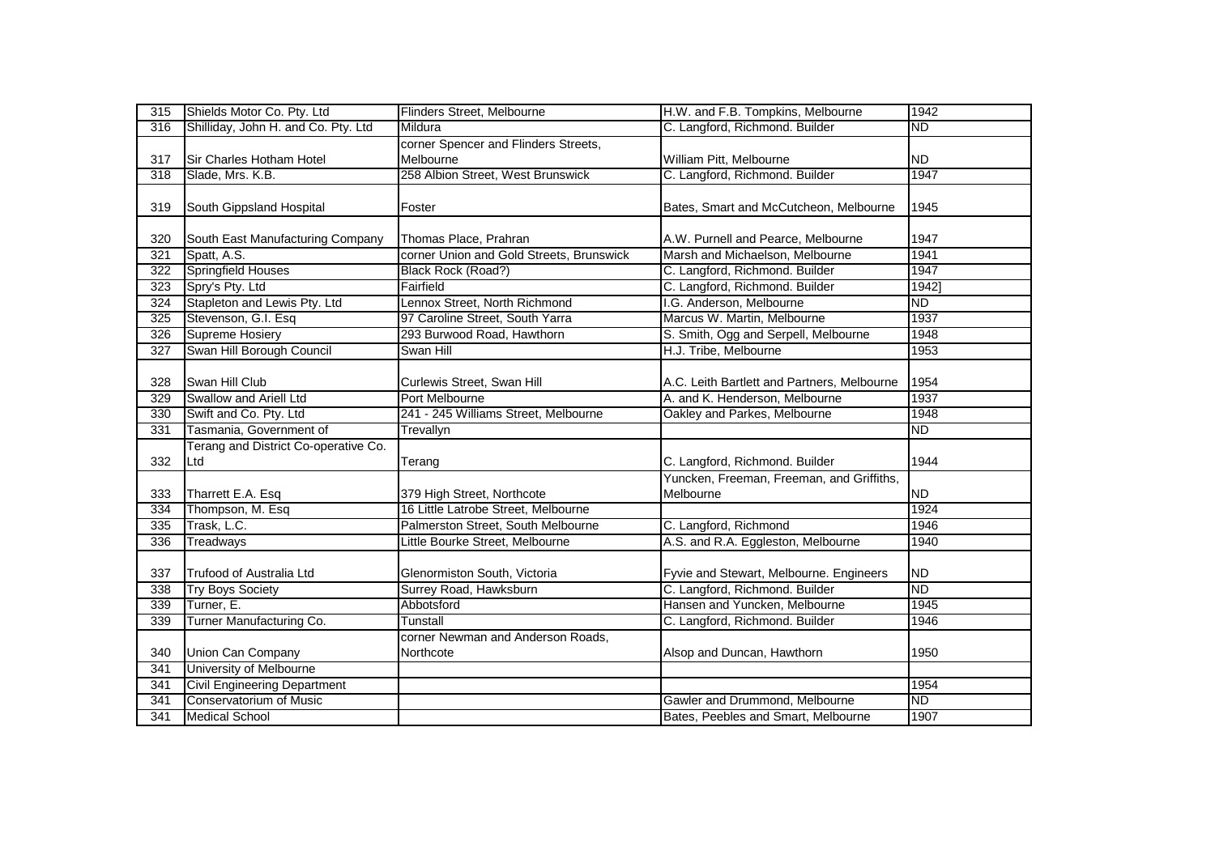| 315 | Shields Motor Co. Pty. Ltd | Flinders Street, Melbourne | H.W. and F.B. Tompkins, Melbourne | 1942 |
|---|---|---|---|---|
| 316 | Shilliday, John H. and Co. Pty. Ltd | Mildura | C. Langford, Richmond. Builder | ND |
| 317 | Sir Charles Hotham Hotel | corner Spencer and Flinders Streets, Melbourne | William Pitt, Melbourne | ND |
| 318 | Slade, Mrs. K.B. | 258 Albion Street, West Brunswick | C. Langford, Richmond. Builder | 1947 |
| 319 | South Gippsland Hospital | Foster | Bates, Smart and McCutcheon, Melbourne | 1945 |
| 320 | South East Manufacturing Company | Thomas Place, Prahran | A.W. Purnell and Pearce, Melbourne | 1947 |
| 321 | Spatt, A.S. | corner Union and Gold Streets, Brunswick | Marsh and Michaelson, Melbourne | 1941 |
| 322 | Springfield Houses | Black Rock (Road?) | C. Langford, Richmond. Builder | 1947 |
| 323 | Spry's Pty. Ltd | Fairfield | C. Langford, Richmond. Builder | 1942] |
| 324 | Stapleton and Lewis Pty. Ltd | Lennox Street, North Richmond | I.G. Anderson, Melbourne | ND |
| 325 | Stevenson, G.I. Esq | 97 Caroline Street, South Yarra | Marcus W. Martin, Melbourne | 1937 |
| 326 | Supreme Hosiery | 293 Burwood Road, Hawthorn | S. Smith, Ogg and Serpell, Melbourne | 1948 |
| 327 | Swan Hill Borough Council | Swan Hill | H.J. Tribe, Melbourne | 1953 |
| 328 | Swan Hill Club | Curlewis Street, Swan Hill | A.C. Leith Bartlett and Partners, Melbourne | 1954 |
| 329 | Swallow and Ariell Ltd | Port Melbourne | A. and K. Henderson, Melbourne | 1937 |
| 330 | Swift and Co. Pty. Ltd | 241 - 245 Williams Street, Melbourne | Oakley and Parkes, Melbourne | 1948 |
| 331 | Tasmania, Government of | Trevallyn | | ND |
| 332 | Terang and District Co-operative Co. Ltd | Terang | C. Langford, Richmond. Builder | 1944 |
| 333 | Tharrett E.A. Esq | 379 High Street, Northcote | Yuncken, Freeman, Freeman, and Griffiths, Melbourne | ND |
| 334 | Thompson, M. Esq | 16 Little Latrobe Street, Melbourne | | 1924 |
| 335 | Trask, L.C. | Palmerston Street, South Melbourne | C. Langford, Richmond | 1946 |
| 336 | Treadways | Little Bourke Street, Melbourne | A.S. and R.A. Eggleston, Melbourne | 1940 |
| 337 | Trufood of Australia Ltd | Glenormiston South, Victoria | Fyvie and Stewart, Melbourne. Engineers | ND |
| 338 | Try Boys Society | Surrey Road, Hawksburn | C. Langford, Richmond. Builder | ND |
| 339 | Turner, E. | Abbotsford | Hansen and Yuncken, Melbourne | 1945 |
| 339 | Turner Manufacturing Co. | Tunstall | C. Langford, Richmond. Builder | 1946 |
| 340 | Union Can Company | corner Newman and Anderson Roads, Northcote | Alsop and Duncan, Hawthorn | 1950 |
| 341 | University of Melbourne | | | |
| 341 | Civil Engineering Department | | | 1954 |
| 341 | Conservatorium of Music | | Gawler and Drummond, Melbourne | ND |
| 341 | Medical School | | Bates, Peebles and Smart, Melbourne | 1907 |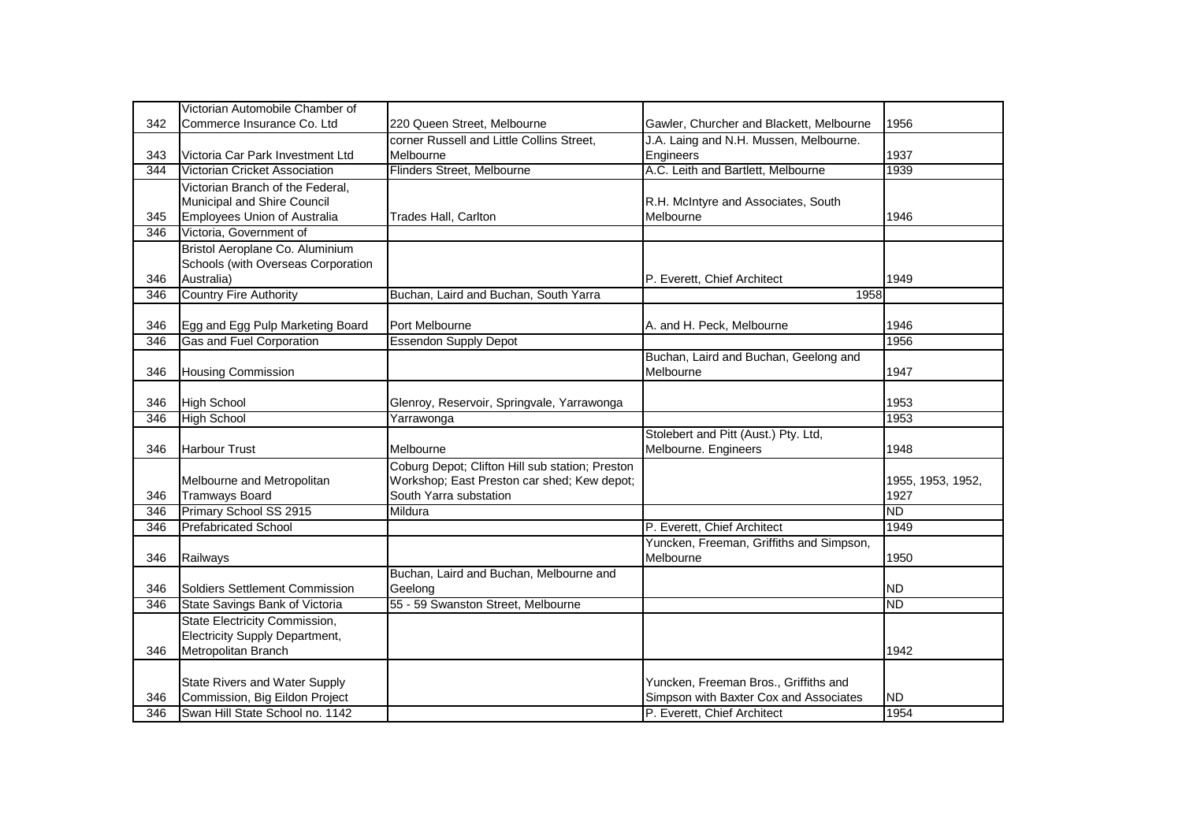| | | | | |
|---|---|---|---|---|
| 342 | Victorian Automobile Chamber of Commerce Insurance Co. Ltd | 220 Queen Street, Melbourne | Gawler, Churcher and Blackett, Melbourne | 1956 |
| 343 | Victoria Car Park Investment Ltd | corner Russell and Little Collins Street, Melbourne | J.A. Laing and N.H. Mussen, Melbourne. Engineers | 1937 |
| 344 | Victorian Cricket Association | Flinders Street, Melbourne | A.C. Leith and Bartlett, Melbourne | 1939 |
| 345 | Victorian Branch of the Federal, Municipal and Shire Council Employees Union of Australia | Trades Hall, Carlton | R.H. McIntyre and Associates, South Melbourne | 1946 |
| 346 | Victoria, Government of | | | |
| 346 | Bristol Aeroplane Co. Aluminium Schools (with Overseas Corporation Australia) | | P. Everett, Chief Architect | 1949 |
| 346 | Country Fire Authority | Buchan, Laird and Buchan, South Yarra | 1958 | |
| 346 | Egg and Egg Pulp Marketing Board | Port Melbourne | A. and H. Peck, Melbourne | 1946 |
| 346 | Gas and Fuel Corporation | Essendon Supply Depot | | 1956 |
| 346 | Housing Commission | | Buchan, Laird and Buchan, Geelong and Melbourne | 1947 |
| 346 | High School | Glenroy, Reservoir, Springvale, Yarrawonga | | 1953 |
| 346 | High School | Yarrawonga | | 1953 |
| 346 | Harbour Trust | Melbourne | Stolebert and Pitt (Aust.) Pty. Ltd, Melbourne. Engineers | 1948 |
| 346 | Melbourne and Metropolitan Tramways Board | Coburg Depot; Clifton Hill sub station; Preston Workshop; East Preston car shed; Kew depot; South Yarra substation | | 1955, 1953, 1952, 1927 |
| 346 | Primary School SS 2915 | Mildura | | ND |
| 346 | Prefabricated School | | P. Everett, Chief Architect | 1949 |
| 346 | Railways | | Yuncken, Freeman, Griffiths and Simpson, Melbourne | 1950 |
| 346 | Soldiers Settlement Commission | Buchan, Laird and Buchan, Melbourne and Geelong | | ND |
| 346 | State Savings Bank of Victoria | 55 - 59 Swanston Street, Melbourne | | ND |
| 346 | State Electricity Commission, Electricity Supply Department, Metropolitan Branch | | | 1942 |
| 346 | State Rivers and Water Supply Commission, Big Eildon Project | | Yuncken, Freeman Bros., Griffiths and Simpson with Baxter Cox and Associates | ND |
| 346 | Swan Hill State School no. 1142 | | P. Everett, Chief Architect | 1954 |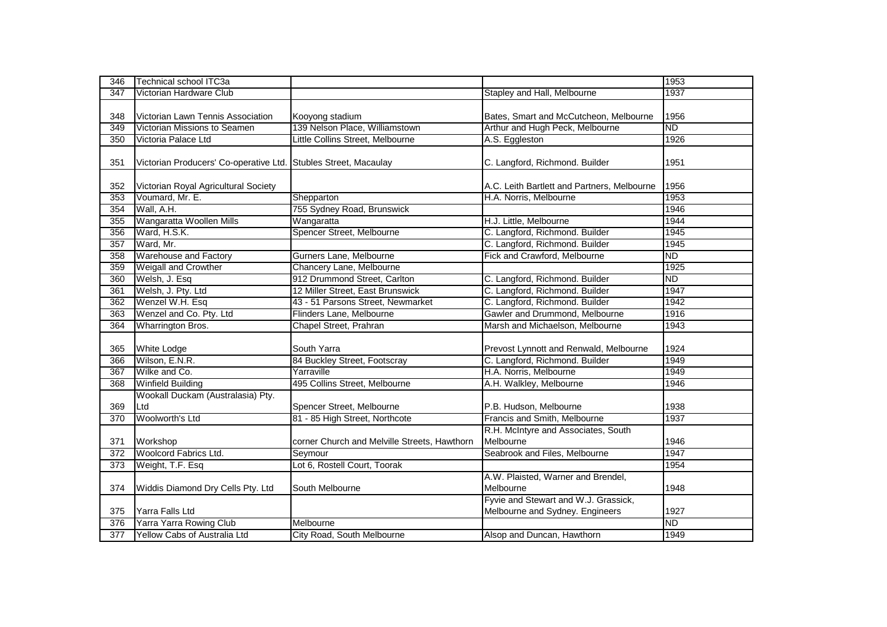| 346 | Technical school ITC3a | | | 1953 |
|---|---|---|---|---|
| 347 | Victorian Hardware Club | | Stapley and Hall, Melbourne | 1937 |
| 348 | Victorian Lawn Tennis Association | Kooyong stadium | Bates, Smart and McCutcheon, Melbourne | 1956 |
| 349 | Victorian Missions to Seamen | 139 Nelson Place, Williamstown | Arthur and Hugh Peck, Melbourne | ND |
| 350 | Victoria Palace Ltd | Little Collins Street, Melbourne | A.S. Eggleston | 1926 |
| 351 | Victorian Producers' Co-operative Ltd. | Stubles Street, Macaulay | C. Langford, Richmond. Builder | 1951 |
| 352 | Victorian Royal Agricultural Society | | A.C. Leith Bartlett and Partners, Melbourne | 1956 |
| 353 | Voumard, Mr. E. | Shepparton | H.A. Norris, Melbourne | 1953 |
| 354 | Wall, A.H. | 755 Sydney Road, Brunswick | | 1946 |
| 355 | Wangaratta Woollen Mills | Wangaratta | H.J. Little, Melbourne | 1944 |
| 356 | Ward, H.S.K. | Spencer Street, Melbourne | C. Langford, Richmond. Builder | 1945 |
| 357 | Ward, Mr. | | C. Langford, Richmond. Builder | 1945 |
| 358 | Warehouse and Factory | Gurners Lane, Melbourne | Fick and Crawford, Melbourne | ND |
| 359 | Weigall and Crowther | Chancery Lane, Melbourne | | 1925 |
| 360 | Welsh, J. Esq | 912 Drummond Street, Carlton | C. Langford, Richmond. Builder | ND |
| 361 | Welsh, J. Pty. Ltd | 12 Miller Street, East Brunswick | C. Langford, Richmond. Builder | 1947 |
| 362 | Wenzel W.H. Esq | 43 - 51 Parsons Street, Newmarket | C. Langford, Richmond. Builder | 1942 |
| 363 | Wenzel and Co. Pty. Ltd | Flinders Lane, Melbourne | Gawler and Drummond, Melbourne | 1916 |
| 364 | Wharrington Bros. | Chapel Street, Prahran | Marsh and Michaelson, Melbourne | 1943 |
| 365 | White Lodge | South Yarra | Prevost Lynnott and Renwald, Melbourne | 1924 |
| 366 | Wilson, E.N.R. | 84 Buckley Street, Footscray | C. Langford, Richmond. Builder | 1949 |
| 367 | Wilke and Co. | Yarraville | H.A. Norris, Melbourne | 1949 |
| 368 | Winfield Building | 495 Collins Street, Melbourne | A.H. Walkley, Melbourne | 1946 |
| 369 | Wookall Duckam (Australasia) Pty. Ltd | Spencer Street, Melbourne | P.B. Hudson, Melbourne | 1938 |
| 370 | Woolworth's Ltd | 81 - 85 High Street, Northcote | Francis and Smith, Melbourne | 1937 |
| 371 | Workshop | corner Church and Melville Streets, Hawthorn | R.H. McIntyre and Associates, South Melbourne | 1946 |
| 372 | Woolcord Fabrics Ltd. | Seymour | Seabrook and Files, Melbourne | 1947 |
| 373 | Weight, T.F. Esq | Lot 6, Rostell Court, Toorak | | 1954 |
| 374 | Widdis Diamond Dry Cells Pty. Ltd | South Melbourne | A.W. Plaisted, Warner and Brendel, Melbourne | 1948 |
| 375 | Yarra Falls Ltd | | Fyvie and Stewart and W.J. Grassick, Melbourne and Sydney. Engineers | 1927 |
| 376 | Yarra Yarra Rowing Club | Melbourne | | ND |
| 377 | Yellow Cabs of Australia Ltd | City Road, South Melbourne | Alsop and Duncan, Hawthorn | 1949 |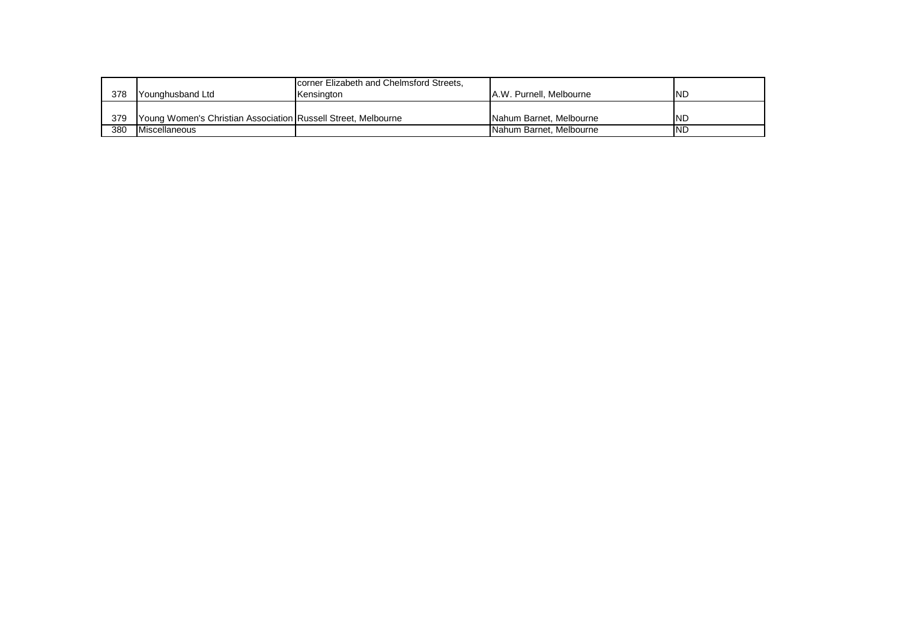| | | | | |
|---|---|---|---|---|
| 378 | Younghusband Ltd | corner Elizabeth and Chelmsford Streets, Kensington | A.W. Purnell, Melbourne | ND |
| 379 | Young Women's Christian Association | Russell Street, Melbourne | Nahum Barnet, Melbourne | ND |
| 380 | Miscellaneous | | Nahum Barnet, Melbourne | ND |